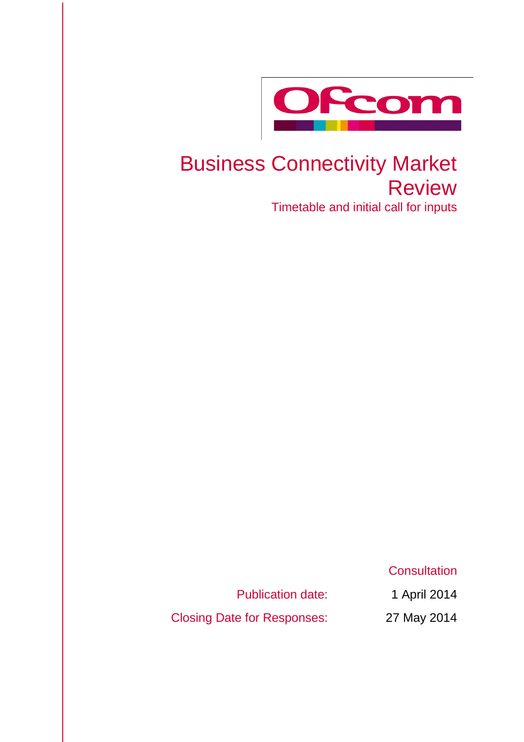# Business Connectivity Market Review

## Timetable and initial call for inputs

Consultation

| | |
|---|---|
| Publication date: | 1 April 2014 |
| Closing Date for Responses: | 27 May 2014 |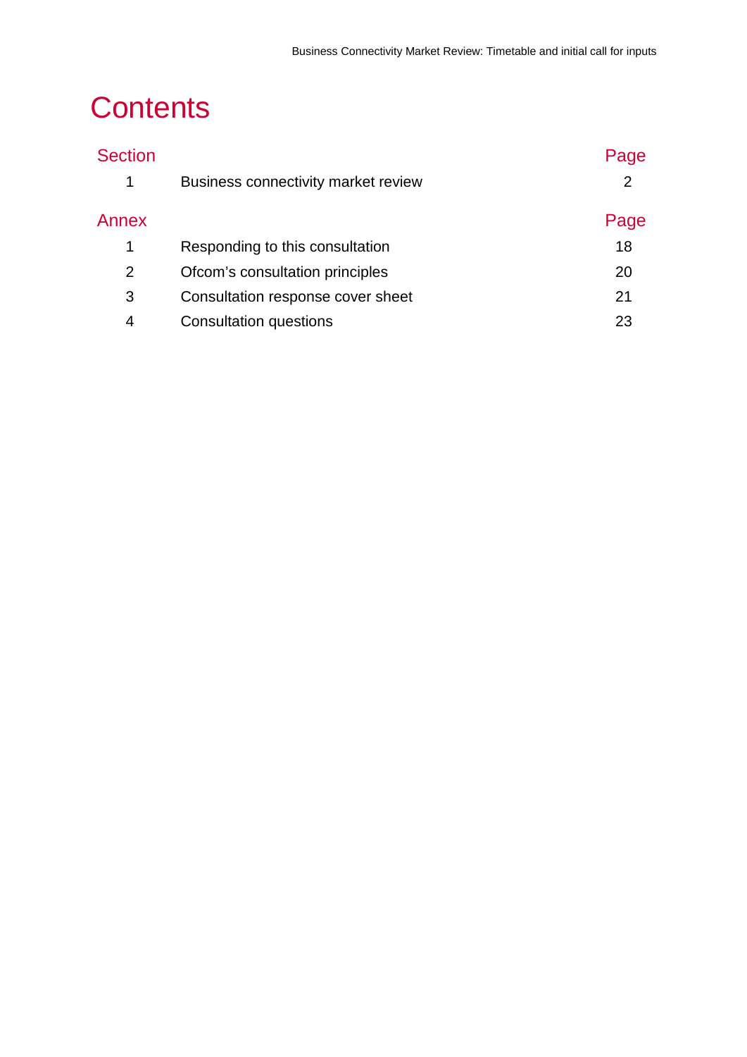# Contents

| Section | | Page |
|---|---|---|
| 1 | Business connectivity market review | 2 |

| Annex | | Page |
|---|---|---|
| 1 | Responding to this consultation | 18 |
| 2 | Ofcom’s consultation principles | 20 |
| 3 | Consultation response cover sheet | 21 |
| 4 | Consultation questions | 23 |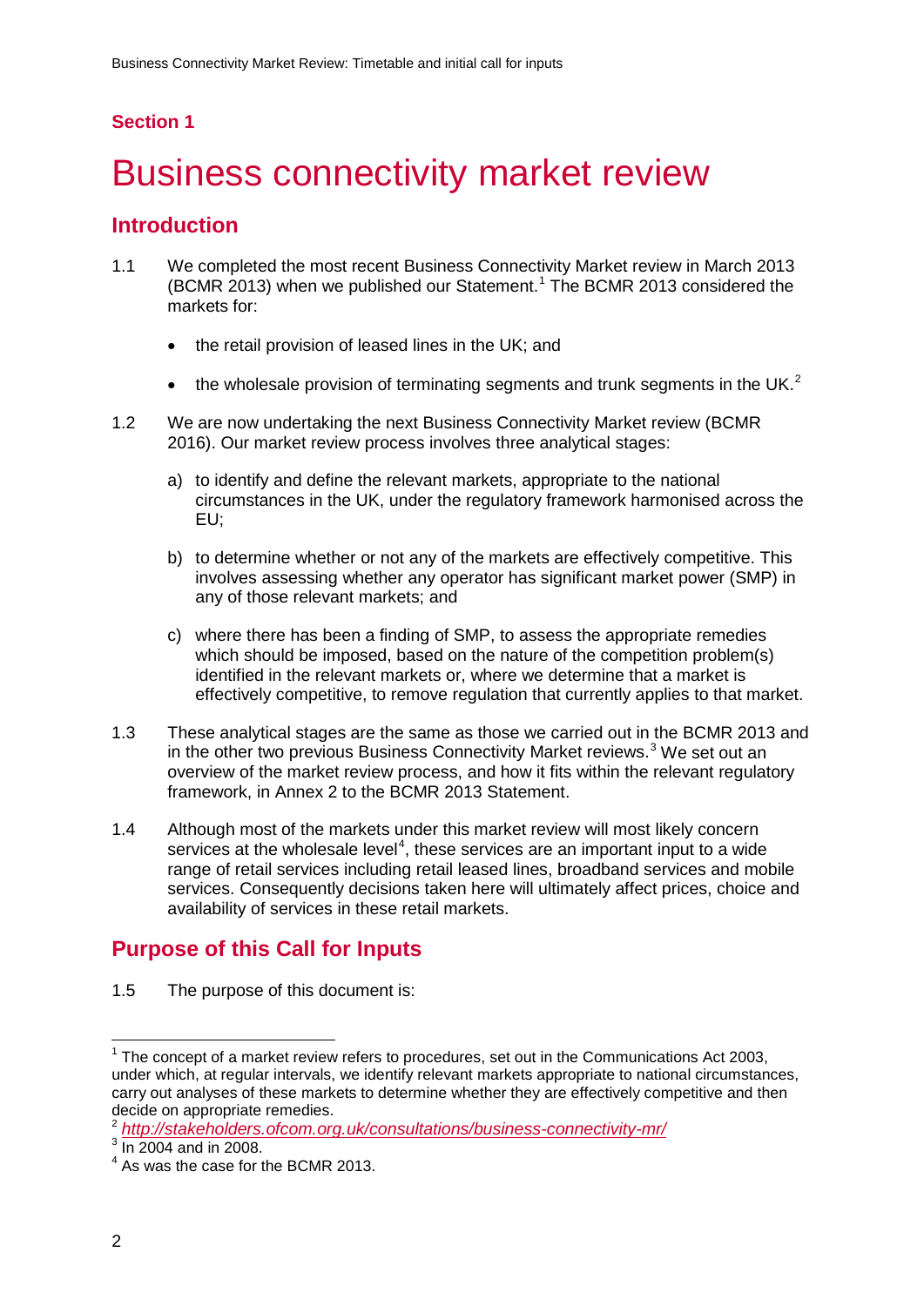## Section 1

# Business connectivity market review

## Introduction

1.1 We completed the most recent Business Connectivity Market review in March 2013 (BCMR 2013) when we published our Statement.[1] The BCMR 2013 considered the markets for:

- the retail provision of leased lines in the UK; and
- the wholesale provision of terminating segments and trunk segments in the UK.[2]

1.2 We are now undertaking the next Business Connectivity Market review (BCMR 2016). Our market review process involves three analytical stages:

a) to identify and define the relevant markets, appropriate to the national circumstances in the UK, under the regulatory framework harmonised across the EU;

b) to determine whether or not any of the markets are effectively competitive. This involves assessing whether any operator has significant market power (SMP) in any of those relevant markets; and

c) where there has been a finding of SMP, to assess the appropriate remedies which should be imposed, based on the nature of the competition problem(s) identified in the relevant markets or, where we determine that a market is effectively competitive, to remove regulation that currently applies to that market.

1.3 These analytical stages are the same as those we carried out in the BCMR 2013 and in the other two previous Business Connectivity Market reviews.[3] We set out an overview of the market review process, and how it fits within the relevant regulatory framework, in Annex 2 to the BCMR 2013 Statement.

1.4 Although most of the markets under this market review will most likely concern services at the wholesale level[4], these services are an important input to a wide range of retail services including retail leased lines, broadband services and mobile services. Consequently decisions taken here will ultimately affect prices, choice and availability of services in these retail markets.

## Purpose of this Call for Inputs

1.5 The purpose of this document is:

---

[1] The concept of a market review refers to procedures, set out in the Communications Act 2003, under which, at regular intervals, we identify relevant markets appropriate to national circumstances, carry out analyses of these markets to determine whether they are effectively competitive and then decide on appropriate remedies.

[2] *http://stakeholders.ofcom.org.uk/consultations/business-connectivity-mr/*

[3] In 2004 and in 2008.

[4] As was the case for the BCMR 2013.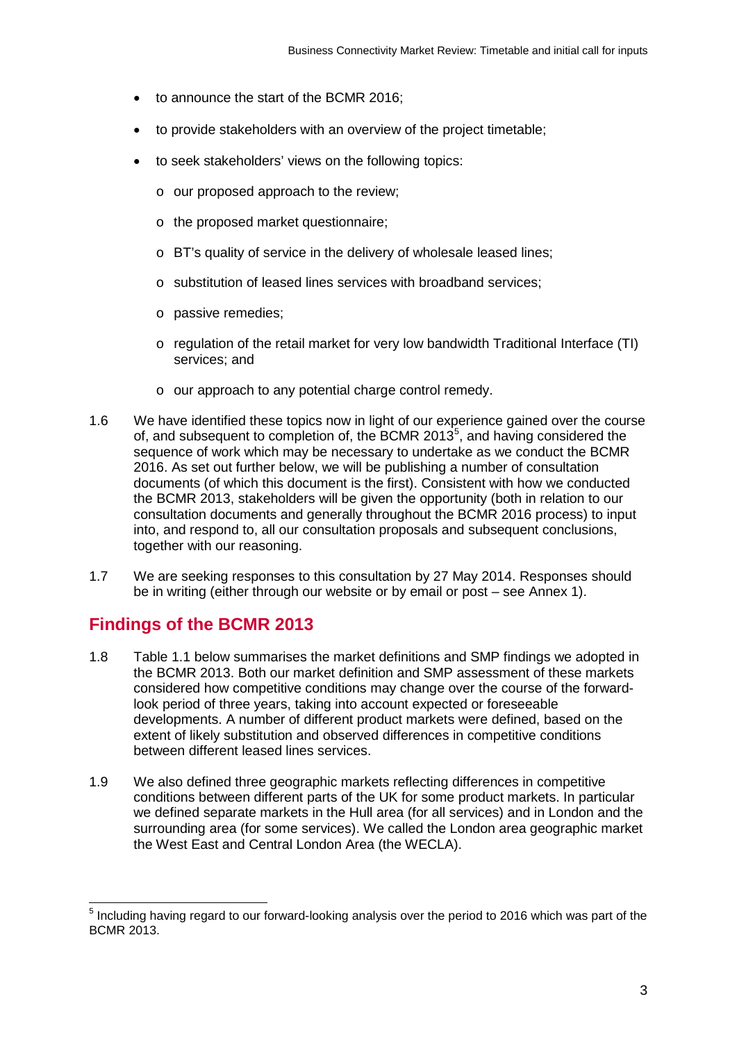- to announce the start of the BCMR 2016;
- to provide stakeholders with an overview of the project timetable;
- to seek stakeholders' views on the following topics:
  - our proposed approach to the review;
  - the proposed market questionnaire;
  - BT's quality of service in the delivery of wholesale leased lines;
  - substitution of leased lines services with broadband services;
  - passive remedies;
  - regulation of the retail market for very low bandwidth Traditional Interface (TI) services; and
  - our approach to any potential charge control remedy.

1.6 We have identified these topics now in light of our experience gained over the course of, and subsequent to completion of, the BCMR 2013[5], and having considered the sequence of work which may be necessary to undertake as we conduct the BCMR 2016. As set out further below, we will be publishing a number of consultation documents (of which this document is the first). Consistent with how we conducted the BCMR 2013, stakeholders will be given the opportunity (both in relation to our consultation documents and generally throughout the BCMR 2016 process) to input into, and respond to, all our consultation proposals and subsequent conclusions, together with our reasoning.

1.7 We are seeking responses to this consultation by 27 May 2014. Responses should be in writing (either through our website or by email or post – see Annex 1).

## Findings of the BCMR 2013

1.8 Table 1.1 below summarises the market definitions and SMP findings we adopted in the BCMR 2013. Both our market definition and SMP assessment of these markets considered how competitive conditions may change over the course of the forward-look period of three years, taking into account expected or foreseeable developments. A number of different product markets were defined, based on the extent of likely substitution and observed differences in competitive conditions between different leased lines services.

1.9 We also defined three geographic markets reflecting differences in competitive conditions between different parts of the UK for some product markets. In particular we defined separate markets in the Hull area (for all services) and in London and the surrounding area (for some services). We called the London area geographic market the West East and Central London Area (the WECLA).

[5] Including having regard to our forward-looking analysis over the period to 2016 which was part of the BCMR 2013.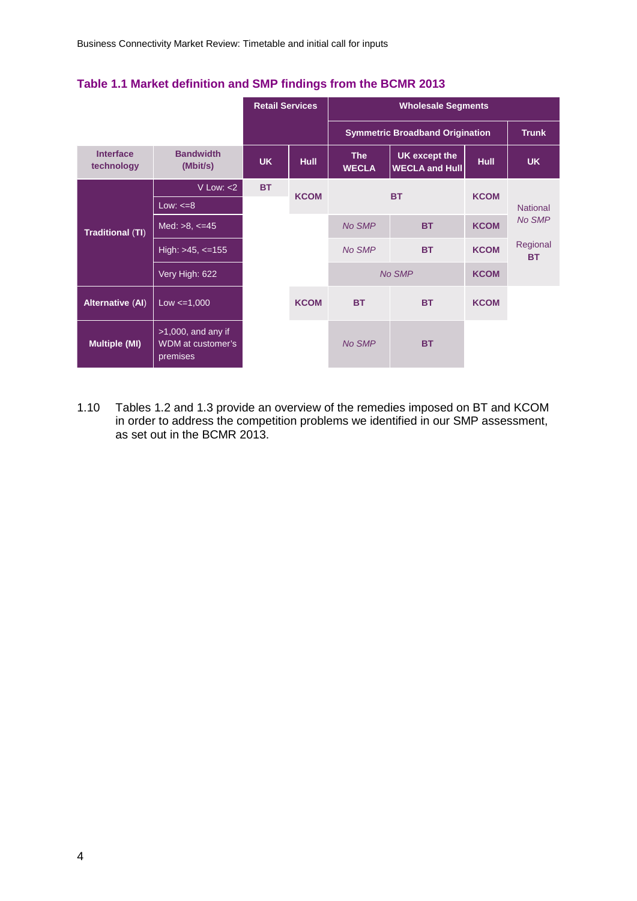### Table 1.1 Market definition and SMP findings from the BCMR 2013

| | | Retail Services | | Wholesale Segments | | | |
|---|---|---|---|---|---|---|---|
| | | | | Symmetric Broadband Origination | | | Trunk |
| Interface technology | Bandwidth (Mbit/s) | UK | Hull | The WECLA | UK except the WECLA and Hull | Hull | UK |
| Traditional (TI) | V Low: <2 | BT | KCOM | BT | BT | KCOM | National *No SMP* Regional **BT** |
| | Low: <=8 | | KCOM | BT | BT | KCOM | |
| | Med: >8, <=45 | | | *No SMP* | BT | KCOM | |
| | High: >45, <=155 | | | *No SMP* | BT | KCOM | |
| | Very High: 622 | | | *No SMP* | *No SMP* | KCOM | |
| Alternative (AI) | Low <=1,000 | | KCOM | BT | BT | KCOM | |
| Multiple (MI) | >1,000, and any if WDM at customer's premises | | | *No SMP* | BT | | |

1.10 Tables 1.2 and 1.3 provide an overview of the remedies imposed on BT and KCOM in order to address the competition problems we identified in our SMP assessment, as set out in the BCMR 2013.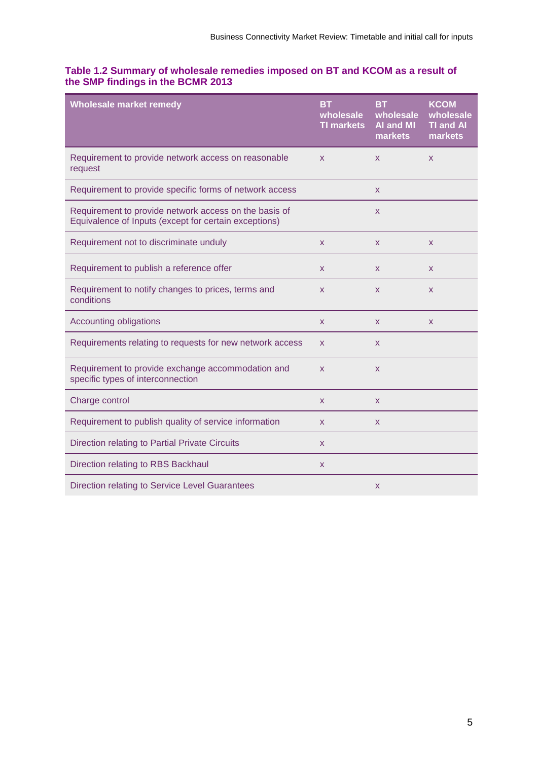#### Table 1.2 Summary of wholesale remedies imposed on BT and KCOM as a result of the SMP findings in the BCMR 2013

| Wholesale market remedy | BT wholesale TI markets | BT wholesale AI and MI markets | KCOM wholesale TI and AI markets |
|---|---|---|---|
| Requirement to provide network access on reasonable request | x | x | x |
| Requirement to provide specific forms of network access | | x | |
| Requirement to provide network access on the basis of Equivalence of Inputs (except for certain exceptions) | | x | |
| Requirement not to discriminate unduly | x | x | x |
| Requirement to publish a reference offer | x | x | x |
| Requirement to notify changes to prices, terms and conditions | x | x | x |
| Accounting obligations | x | x | x |
| Requirements relating to requests for new network access | x | x | |
| Requirement to provide exchange accommodation and specific types of interconnection | x | x | |
| Charge control | x | x | |
| Requirement to publish quality of service information | x | x | |
| Direction relating to Partial Private Circuits | x | | |
| Direction relating to RBS Backhaul | x | | |
| Direction relating to Service Level Guarantees | | x | |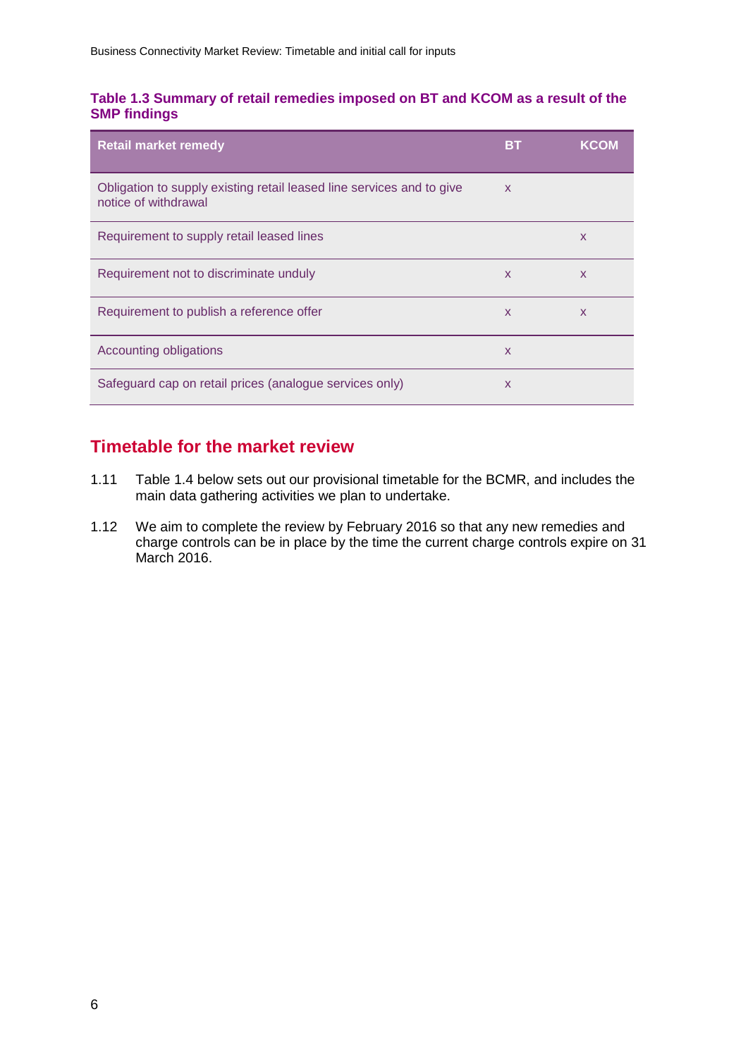**Table 1.3 Summary of retail remedies imposed on BT and KCOM as a result of the SMP findings**

| Retail market remedy | BT | KCOM |
|---|---|---|
| Obligation to supply existing retail leased line services and to give notice of withdrawal | x | |
| Requirement to supply retail leased lines | | x |
| Requirement not to discriminate unduly | x | x |
| Requirement to publish a reference offer | x | x |
| Accounting obligations | x | |
| Safeguard cap on retail prices (analogue services only) | x | |

## Timetable for the market review

1.11 Table 1.4 below sets out our provisional timetable for the BCMR, and includes the main data gathering activities we plan to undertake.

1.12 We aim to complete the review by February 2016 so that any new remedies and charge controls can be in place by the time the current charge controls expire on 31 March 2016.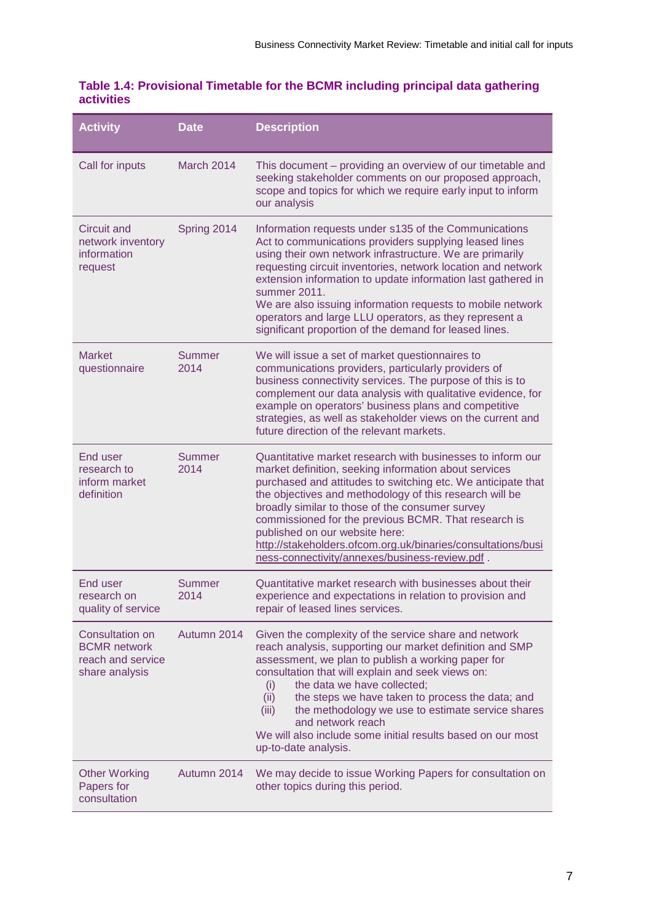**Table 1.4: Provisional Timetable for the BCMR including principal data gathering activities**

| Activity | Date | Description |
|---|---|---|
| Call for inputs | March 2014 | This document – providing an overview of our timetable and seeking stakeholder comments on our proposed approach, scope and topics for which we require early input to inform our analysis |
| Circuit and network inventory information request | Spring 2014 | Information requests under s135 of the Communications Act to communications providers supplying leased lines using their own network infrastructure. We are primarily requesting circuit inventories, network location and network extension information to update information last gathered in summer 2011.<br>We are also issuing information requests to mobile network operators and large LLU operators, as they represent a significant proportion of the demand for leased lines. |
| Market questionnaire | Summer 2014 | We will issue a set of market questionnaires to communications providers, particularly providers of business connectivity services. The purpose of this is to complement our data analysis with qualitative evidence, for example on operators' business plans and competitive strategies, as well as stakeholder views on the current and future direction of the relevant markets. |
| End user research to inform market definition | Summer 2014 | Quantitative market research with businesses to inform our market definition, seeking information about services purchased and attitudes to switching etc. We anticipate that the objectives and methodology of this research will be broadly similar to those of the consumer survey commissioned for the previous BCMR. That research is published on our website here: http://stakeholders.ofcom.org.uk/binaries/consultations/business-connectivity/annexes/business-review.pdf . |
| End user research on quality of service | Summer 2014 | Quantitative market research with businesses about their experience and expectations in relation to provision and repair of leased lines services. |
| Consultation on BCMR network reach and service share analysis | Autumn 2014 | Given the complexity of the service share and network reach analysis, supporting our market definition and SMP assessment, we plan to publish a working paper for consultation that will explain and seek views on:<br>(i) the data we have collected;<br>(ii) the steps we have taken to process the data; and<br>(iii) the methodology we use to estimate service shares and network reach<br>We will also include some initial results based on our most up-to-date analysis. |
| Other Working Papers for consultation | Autumn 2014 | We may decide to issue Working Papers for consultation on other topics during this period. |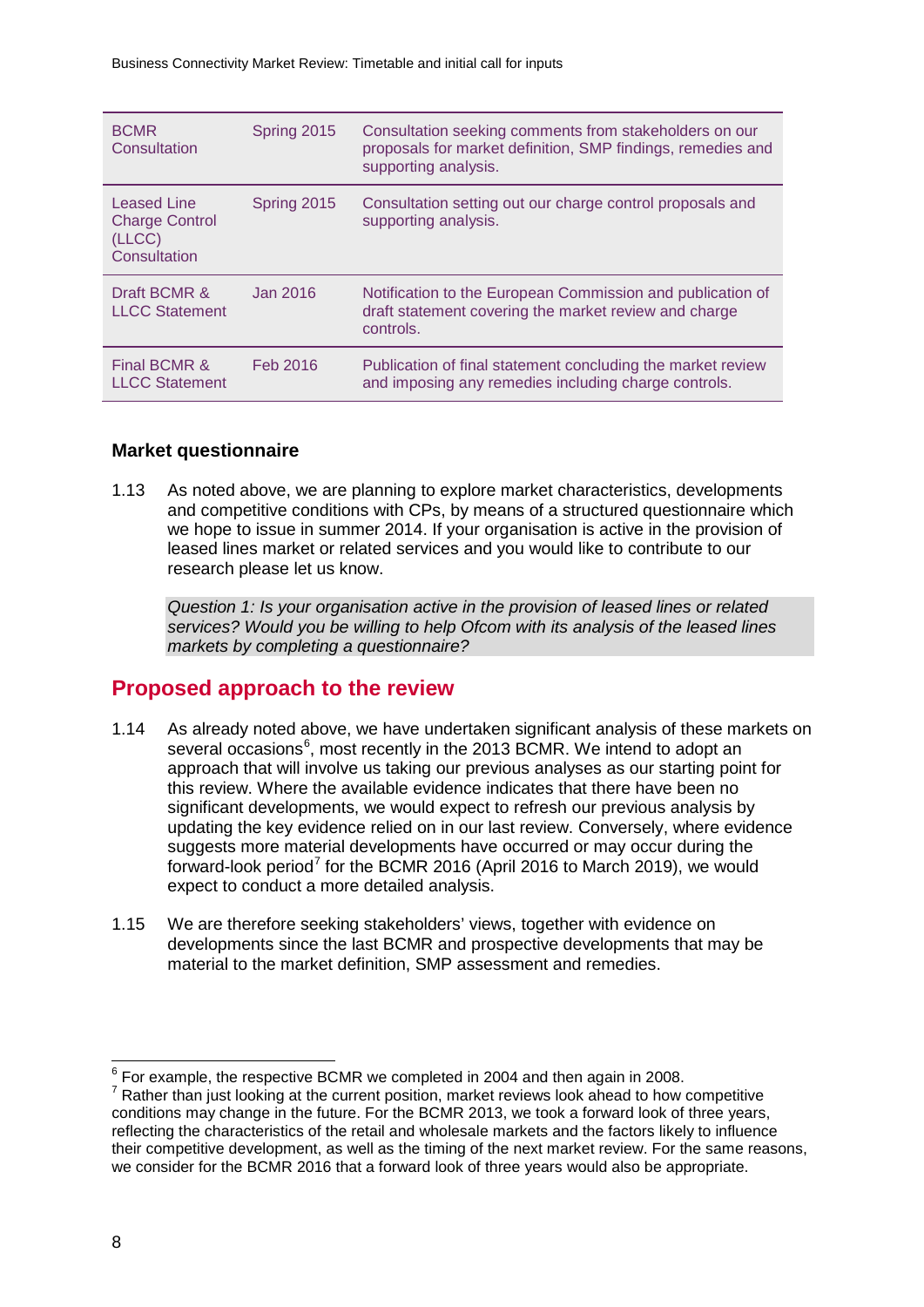| | | |
|---|---|---|
| BCMR Consultation | Spring 2015 | Consultation seeking comments from stakeholders on our proposals for market definition, SMP findings, remedies and supporting analysis. |
| Leased Line Charge Control (LLCC) Consultation | Spring 2015 | Consultation setting out our charge control proposals and supporting analysis. |
| Draft BCMR & LLCC Statement | Jan 2016 | Notification to the European Commission and publication of draft statement covering the market review and charge controls. |
| Final BCMR & LLCC Statement | Feb 2016 | Publication of final statement concluding the market review and imposing any remedies including charge controls. |

### Market questionnaire

1.13 As noted above, we are planning to explore market characteristics, developments and competitive conditions with CPs, by means of a structured questionnaire which we hope to issue in summer 2014. If your organisation is active in the provision of leased lines market or related services and you would like to contribute to our research please let us know.

*Question 1: Is your organisation active in the provision of leased lines or related services? Would you be willing to help Ofcom with its analysis of the leased lines markets by completing a questionnaire?*

## Proposed approach to the review

1.14 As already noted above, we have undertaken significant analysis of these markets on several occasions[6], most recently in the 2013 BCMR. We intend to adopt an approach that will involve us taking our previous analyses as our starting point for this review. Where the available evidence indicates that there have been no significant developments, we would expect to refresh our previous analysis by updating the key evidence relied on in our last review. Conversely, where evidence suggests more material developments have occurred or may occur during the forward-look period[7] for the BCMR 2016 (April 2016 to March 2019), we would expect to conduct a more detailed analysis.

1.15 We are therefore seeking stakeholders' views, together with evidence on developments since the last BCMR and prospective developments that may be material to the market definition, SMP assessment and remedies.

[6] For example, the respective BCMR we completed in 2004 and then again in 2008.

[7] Rather than just looking at the current position, market reviews look ahead to how competitive conditions may change in the future. For the BCMR 2013, we took a forward look of three years, reflecting the characteristics of the retail and wholesale markets and the factors likely to influence their competitive development, as well as the timing of the next market review. For the same reasons, we consider for the BCMR 2016 that a forward look of three years would also be appropriate.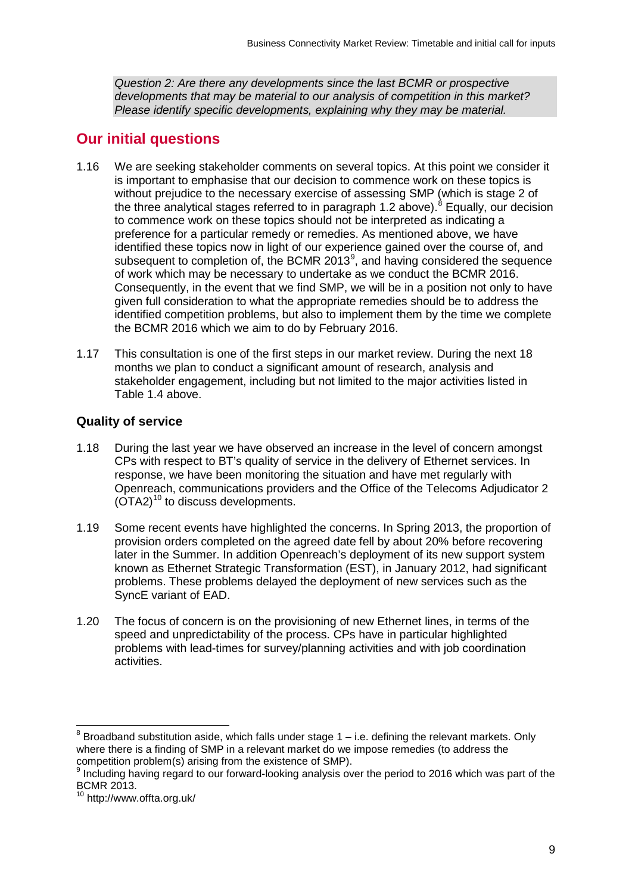*Question 2: Are there any developments since the last BCMR or prospective developments that may be material to our analysis of competition in this market? Please identify specific developments, explaining why they may be material.*

## Our initial questions

1.16 We are seeking stakeholder comments on several topics. At this point we consider it is important to emphasise that our decision to commence work on these topics is without prejudice to the necessary exercise of assessing SMP (which is stage 2 of the three analytical stages referred to in paragraph 1.2 above).[8] Equally, our decision to commence work on these topics should not be interpreted as indicating a preference for a particular remedy or remedies. As mentioned above, we have identified these topics now in light of our experience gained over the course of, and subsequent to completion of, the BCMR 2013[9], and having considered the sequence of work which may be necessary to undertake as we conduct the BCMR 2016. Consequently, in the event that we find SMP, we will be in a position not only to have given full consideration to what the appropriate remedies should be to address the identified competition problems, but also to implement them by the time we complete the BCMR 2016 which we aim to do by February 2016.

1.17 This consultation is one of the first steps in our market review. During the next 18 months we plan to conduct a significant amount of research, analysis and stakeholder engagement, including but not limited to the major activities listed in Table 1.4 above.

### Quality of service

1.18 During the last year we have observed an increase in the level of concern amongst CPs with respect to BT's quality of service in the delivery of Ethernet services. In response, we have been monitoring the situation and have met regularly with Openreach, communications providers and the Office of the Telecoms Adjudicator 2 (OTA2)[10] to discuss developments.

1.19 Some recent events have highlighted the concerns. In Spring 2013, the proportion of provision orders completed on the agreed date fell by about 20% before recovering later in the Summer. In addition Openreach's deployment of its new support system known as Ethernet Strategic Transformation (EST), in January 2012, had significant problems. These problems delayed the deployment of new services such as the SyncE variant of EAD.

1.20 The focus of concern is on the provisioning of new Ethernet lines, in terms of the speed and unpredictability of the process. CPs have in particular highlighted problems with lead-times for survey/planning activities and with job coordination activities.

---

[8] Broadband substitution aside, which falls under stage 1 – i.e. defining the relevant markets. Only where there is a finding of SMP in a relevant market do we impose remedies (to address the competition problem(s) arising from the existence of SMP).

[9] Including having regard to our forward-looking analysis over the period to 2016 which was part of the BCMR 2013.

[10] http://www.offta.org.uk/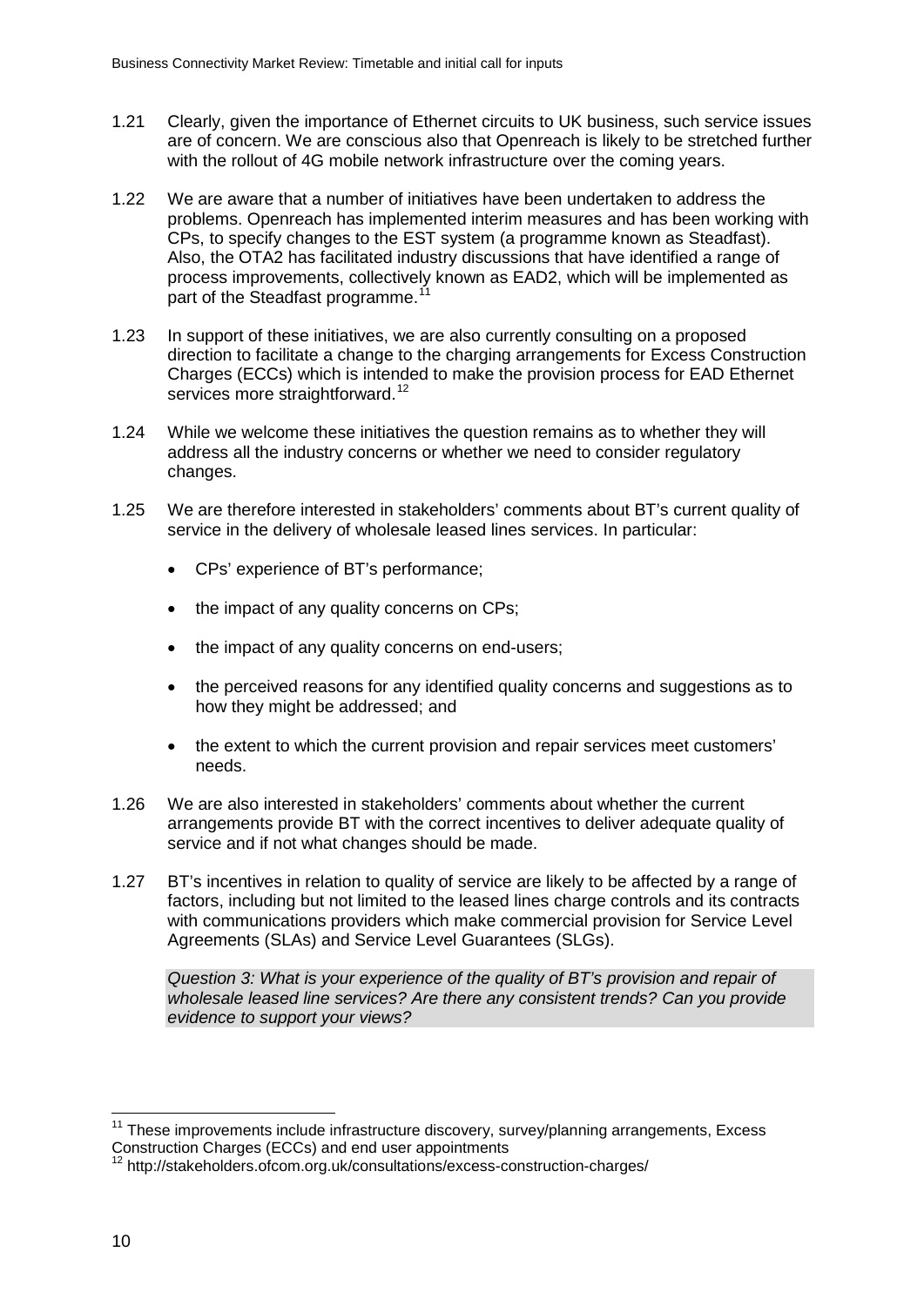1.21 Clearly, given the importance of Ethernet circuits to UK business, such service issues are of concern. We are conscious also that Openreach is likely to be stretched further with the rollout of 4G mobile network infrastructure over the coming years.

1.22 We are aware that a number of initiatives have been undertaken to address the problems. Openreach has implemented interim measures and has been working with CPs, to specify changes to the EST system (a programme known as Steadfast). Also, the OTA2 has facilitated industry discussions that have identified a range of process improvements, collectively known as EAD2, which will be implemented as part of the Steadfast programme.[11]

1.23 In support of these initiatives, we are also currently consulting on a proposed direction to facilitate a change to the charging arrangements for Excess Construction Charges (ECCs) which is intended to make the provision process for EAD Ethernet services more straightforward.[12]

1.24 While we welcome these initiatives the question remains as to whether they will address all the industry concerns or whether we need to consider regulatory changes.

1.25 We are therefore interested in stakeholders' comments about BT's current quality of service in the delivery of wholesale leased lines services. In particular:

- CPs' experience of BT's performance;
- the impact of any quality concerns on CPs;
- the impact of any quality concerns on end-users;
- the perceived reasons for any identified quality concerns and suggestions as to how they might be addressed; and
- the extent to which the current provision and repair services meet customers' needs.

1.26 We are also interested in stakeholders' comments about whether the current arrangements provide BT with the correct incentives to deliver adequate quality of service and if not what changes should be made.

1.27 BT's incentives in relation to quality of service are likely to be affected by a range of factors, including but not limited to the leased lines charge controls and its contracts with communications providers which make commercial provision for Service Level Agreements (SLAs) and Service Level Guarantees (SLGs).

*Question 3: What is your experience of the quality of BT's provision and repair of wholesale leased line services? Are there any consistent trends? Can you provide evidence to support your views?*

---

[11] These improvements include infrastructure discovery, survey/planning arrangements, Excess Construction Charges (ECCs) and end user appointments

[12] http://stakeholders.ofcom.org.uk/consultations/excess-construction-charges/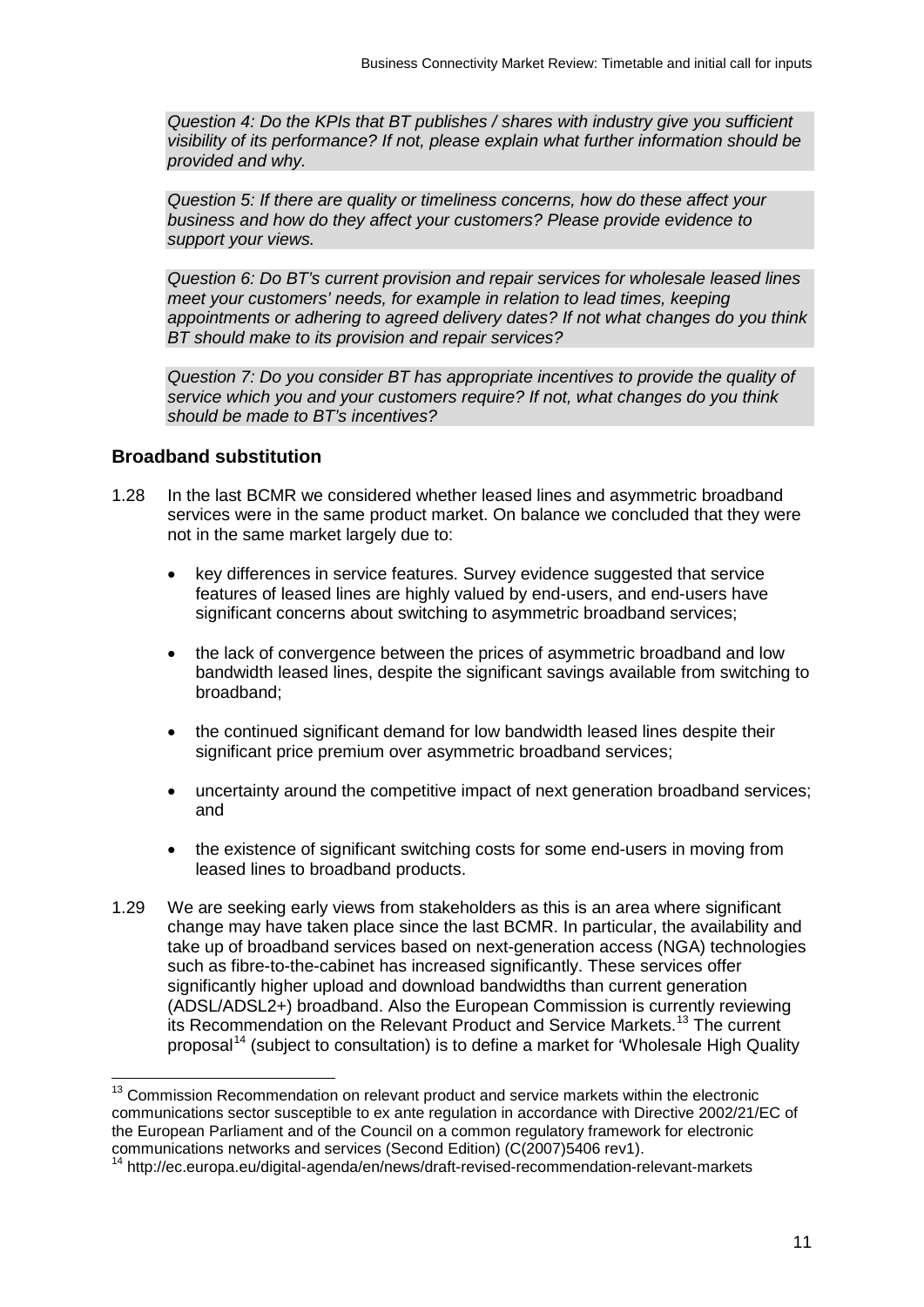*Question 4: Do the KPIs that BT publishes / shares with industry give you sufficient visibility of its performance? If not, please explain what further information should be provided and why.*

*Question 5: If there are quality or timeliness concerns, how do these affect your business and how do they affect your customers? Please provide evidence to support your views.*

*Question 6: Do BT's current provision and repair services for wholesale leased lines meet your customers' needs, for example in relation to lead times, keeping appointments or adhering to agreed delivery dates? If not what changes do you think BT should make to its provision and repair services?*

*Question 7: Do you consider BT has appropriate incentives to provide the quality of service which you and your customers require? If not, what changes do you think should be made to BT's incentives?*

## Broadband substitution

1.28 In the last BCMR we considered whether leased lines and asymmetric broadband services were in the same product market. On balance we concluded that they were not in the same market largely due to:

- key differences in service features. Survey evidence suggested that service features of leased lines are highly valued by end-users, and end-users have significant concerns about switching to asymmetric broadband services;
- the lack of convergence between the prices of asymmetric broadband and low bandwidth leased lines, despite the significant savings available from switching to broadband;
- the continued significant demand for low bandwidth leased lines despite their significant price premium over asymmetric broadband services;
- uncertainty around the competitive impact of next generation broadband services; and
- the existence of significant switching costs for some end-users in moving from leased lines to broadband products.

1.29 We are seeking early views from stakeholders as this is an area where significant change may have taken place since the last BCMR. In particular, the availability and take up of broadband services based on next-generation access (NGA) technologies such as fibre-to-the-cabinet has increased significantly. These services offer significantly higher upload and download bandwidths than current generation (ADSL/ADSL2+) broadband. Also the European Commission is currently reviewing its Recommendation on the Relevant Product and Service Markets.[13] The current proposal[14] (subject to consultation) is to define a market for 'Wholesale High Quality

[13] Commission Recommendation on relevant product and service markets within the electronic communications sector susceptible to ex ante regulation in accordance with Directive 2002/21/EC of the European Parliament and of the Council on a common regulatory framework for electronic communications networks and services (Second Edition) (C(2007)5406 rev1).

[14] http://ec.europa.eu/digital-agenda/en/news/draft-revised-recommendation-relevant-markets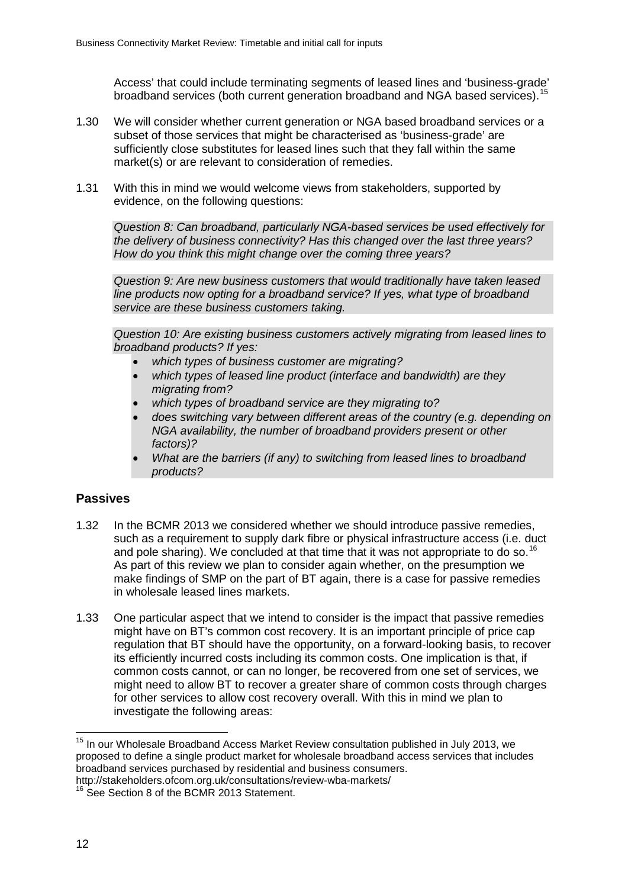Access' that could include terminating segments of leased lines and 'business-grade' broadband services (both current generation broadband and NGA based services).[15]

1.30 We will consider whether current generation or NGA based broadband services or a subset of those services that might be characterised as 'business-grade' are sufficiently close substitutes for leased lines such that they fall within the same market(s) or are relevant to consideration of remedies.

1.31 With this in mind we would welcome views from stakeholders, supported by evidence, on the following questions:

*Question 8: Can broadband, particularly NGA-based services be used effectively for the delivery of business connectivity? Has this changed over the last three years? How do you think this might change over the coming three years?*

*Question 9: Are new business customers that would traditionally have taken leased line products now opting for a broadband service? If yes, what type of broadband service are these business customers taking.*

*Question 10: Are existing business customers actively migrating from leased lines to broadband products? If yes:*

- *which types of business customer are migrating?*
- *which types of leased line product (interface and bandwidth) are they migrating from?*
- *which types of broadband service are they migrating to?*
- *does switching vary between different areas of the country (e.g. depending on NGA availability, the number of broadband providers present or other factors)?*
- *What are the barriers (if any) to switching from leased lines to broadband products?*

## Passives

1.32 In the BCMR 2013 we considered whether we should introduce passive remedies, such as a requirement to supply dark fibre or physical infrastructure access (i.e. duct and pole sharing). We concluded at that time that it was not appropriate to do so.[16] As part of this review we plan to consider again whether, on the presumption we make findings of SMP on the part of BT again, there is a case for passive remedies in wholesale leased lines markets.

1.33 One particular aspect that we intend to consider is the impact that passive remedies might have on BT's common cost recovery. It is an important principle of price cap regulation that BT should have the opportunity, on a forward-looking basis, to recover its efficiently incurred costs including its common costs. One implication is that, if common costs cannot, or can no longer, be recovered from one set of services, we might need to allow BT to recover a greater share of common costs through charges for other services to allow cost recovery overall. With this in mind we plan to investigate the following areas:

---

[15] In our Wholesale Broadband Access Market Review consultation published in July 2013, we proposed to define a single product market for wholesale broadband access services that includes broadband services purchased by residential and business consumers. http://stakeholders.ofcom.org.uk/consultations/review-wba-markets/

[16] See Section 8 of the BCMR 2013 Statement.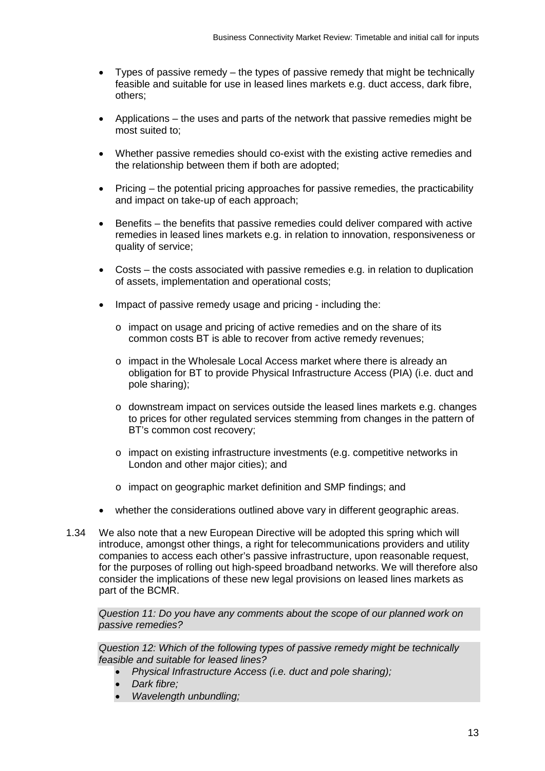- Types of passive remedy – the types of passive remedy that might be technically feasible and suitable for use in leased lines markets e.g. duct access, dark fibre, others;
- Applications – the uses and parts of the network that passive remedies might be most suited to;
- Whether passive remedies should co-exist with the existing active remedies and the relationship between them if both are adopted;
- Pricing – the potential pricing approaches for passive remedies, the practicability and impact on take-up of each approach;
- Benefits – the benefits that passive remedies could deliver compared with active remedies in leased lines markets e.g. in relation to innovation, responsiveness or quality of service;
- Costs – the costs associated with passive remedies e.g. in relation to duplication of assets, implementation and operational costs;
- Impact of passive remedy usage and pricing - including the:
  - impact on usage and pricing of active remedies and on the share of its common costs BT is able to recover from active remedy revenues;
  - impact in the Wholesale Local Access market where there is already an obligation for BT to provide Physical Infrastructure Access (PIA) (i.e. duct and pole sharing);
  - downstream impact on services outside the leased lines markets e.g. changes to prices for other regulated services stemming from changes in the pattern of BT's common cost recovery;
  - impact on existing infrastructure investments (e.g. competitive networks in London and other major cities); and
  - impact on geographic market definition and SMP findings; and
- whether the considerations outlined above vary in different geographic areas.

1.34 We also note that a new European Directive will be adopted this spring which will introduce, amongst other things, a right for telecommunications providers and utility companies to access each other's passive infrastructure, upon reasonable request, for the purposes of rolling out high-speed broadband networks. We will therefore also consider the implications of these new legal provisions on leased lines markets as part of the BCMR.

*Question 11: Do you have any comments about the scope of our planned work on passive remedies?*

*Question 12: Which of the following types of passive remedy might be technically feasible and suitable for leased lines?*

- *Physical Infrastructure Access (i.e. duct and pole sharing);*
- *Dark fibre;*
- *Wavelength unbundling;*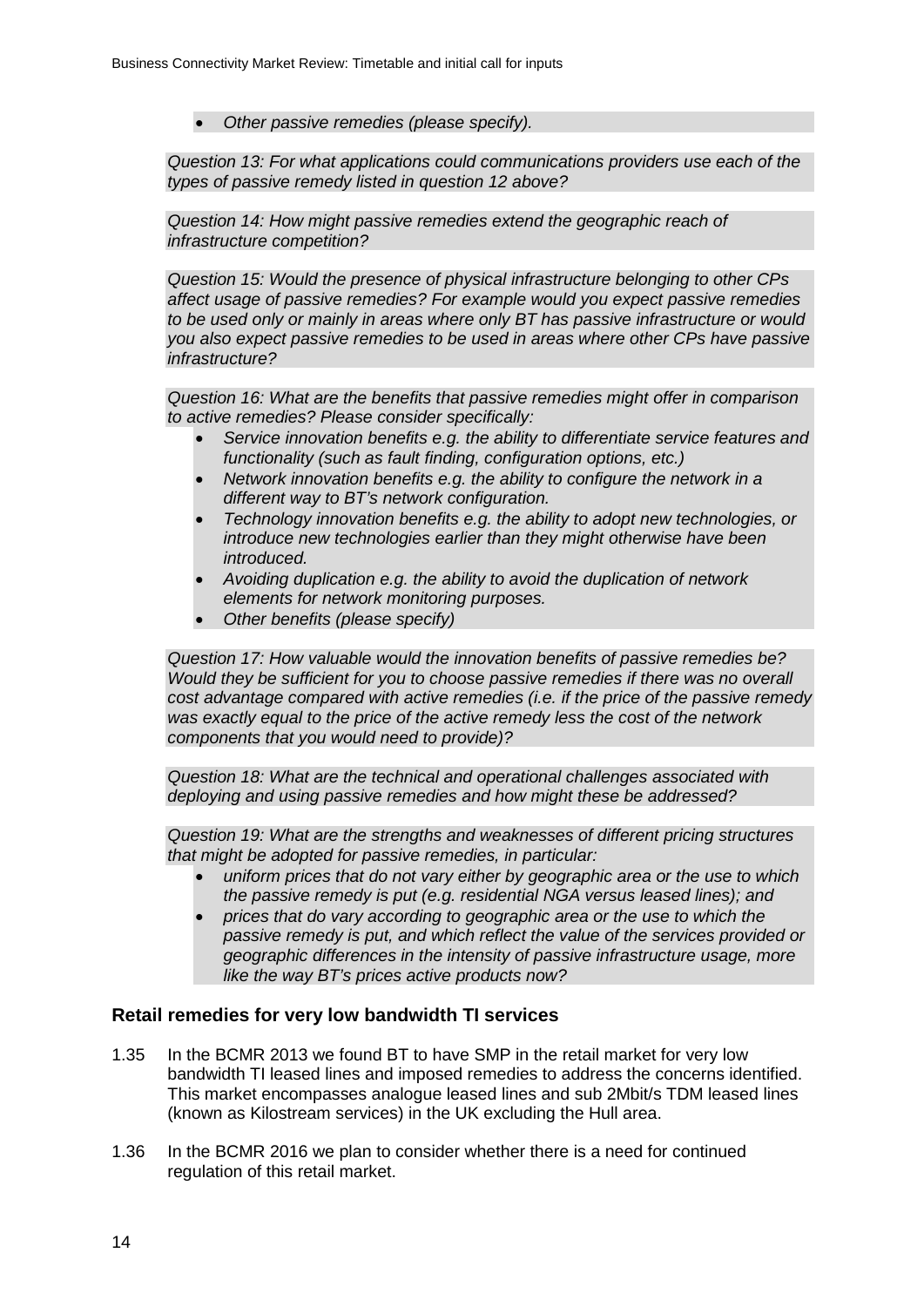- *Other passive remedies (please specify).*

*Question 13: For what applications could communications providers use each of the types of passive remedy listed in question 12 above?*

*Question 14: How might passive remedies extend the geographic reach of infrastructure competition?*

*Question 15: Would the presence of physical infrastructure belonging to other CPs affect usage of passive remedies? For example would you expect passive remedies to be used only or mainly in areas where only BT has passive infrastructure or would you also expect passive remedies to be used in areas where other CPs have passive infrastructure?*

*Question 16: What are the benefits that passive remedies might offer in comparison to active remedies? Please consider specifically:*

- *Service innovation benefits e.g. the ability to differentiate service features and functionality (such as fault finding, configuration options, etc.)*
- *Network innovation benefits e.g. the ability to configure the network in a different way to BT's network configuration.*
- *Technology innovation benefits e.g. the ability to adopt new technologies, or introduce new technologies earlier than they might otherwise have been introduced.*
- *Avoiding duplication e.g. the ability to avoid the duplication of network elements for network monitoring purposes.*
- *Other benefits (please specify)*

*Question 17: How valuable would the innovation benefits of passive remedies be? Would they be sufficient for you to choose passive remedies if there was no overall cost advantage compared with active remedies (i.e. if the price of the passive remedy was exactly equal to the price of the active remedy less the cost of the network components that you would need to provide)?*

*Question 18: What are the technical and operational challenges associated with deploying and using passive remedies and how might these be addressed?*

*Question 19: What are the strengths and weaknesses of different pricing structures that might be adopted for passive remedies, in particular:*

- *uniform prices that do not vary either by geographic area or the use to which the passive remedy is put (e.g. residential NGA versus leased lines); and*
- *prices that do vary according to geographic area or the use to which the passive remedy is put, and which reflect the value of the services provided or geographic differences in the intensity of passive infrastructure usage, more like the way BT's prices active products now?*

### Retail remedies for very low bandwidth TI services

1.35 In the BCMR 2013 we found BT to have SMP in the retail market for very low bandwidth TI leased lines and imposed remedies to address the concerns identified. This market encompasses analogue leased lines and sub 2Mbit/s TDM leased lines (known as Kilostream services) in the UK excluding the Hull area.

1.36 In the BCMR 2016 we plan to consider whether there is a need for continued regulation of this retail market.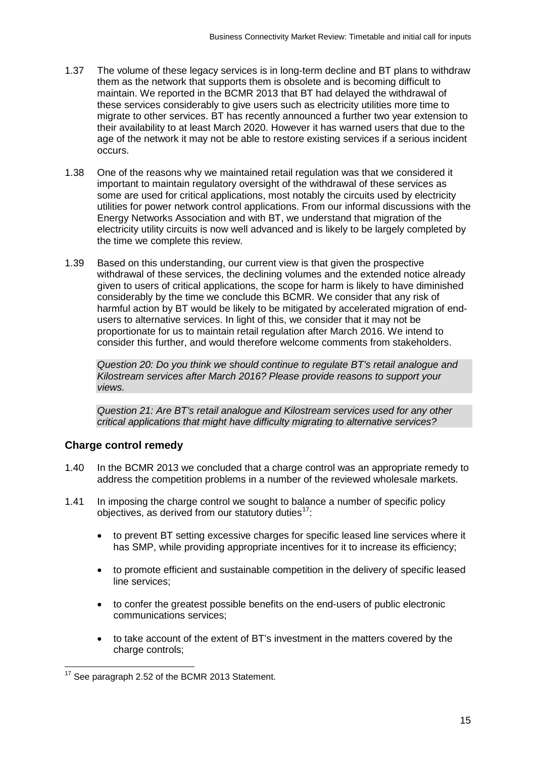1.37 The volume of these legacy services is in long-term decline and BT plans to withdraw them as the network that supports them is obsolete and is becoming difficult to maintain. We reported in the BCMR 2013 that BT had delayed the withdrawal of these services considerably to give users such as electricity utilities more time to migrate to other services. BT has recently announced a further two year extension to their availability to at least March 2020. However it has warned users that due to the age of the network it may not be able to restore existing services if a serious incident occurs.

1.38 One of the reasons why we maintained retail regulation was that we considered it important to maintain regulatory oversight of the withdrawal of these services as some are used for critical applications, most notably the circuits used by electricity utilities for power network control applications. From our informal discussions with the Energy Networks Association and with BT, we understand that migration of the electricity utility circuits is now well advanced and is likely to be largely completed by the time we complete this review.

1.39 Based on this understanding, our current view is that given the prospective withdrawal of these services, the declining volumes and the extended notice already given to users of critical applications, the scope for harm is likely to have diminished considerably by the time we conclude this BCMR. We consider that any risk of harmful action by BT would be likely to be mitigated by accelerated migration of end-users to alternative services. In light of this, we consider that it may not be proportionate for us to maintain retail regulation after March 2016. We intend to consider this further, and would therefore welcome comments from stakeholders.

*Question 20: Do you think we should continue to regulate BT's retail analogue and Kilostream services after March 2016? Please provide reasons to support your views.*

*Question 21: Are BT's retail analogue and Kilostream services used for any other critical applications that might have difficulty migrating to alternative services?*

## Charge control remedy

1.40 In the BCMR 2013 we concluded that a charge control was an appropriate remedy to address the competition problems in a number of the reviewed wholesale markets.

1.41 In imposing the charge control we sought to balance a number of specific policy objectives, as derived from our statutory duties[17]:

- to prevent BT setting excessive charges for specific leased line services where it has SMP, while providing appropriate incentives for it to increase its efficiency;
- to promote efficient and sustainable competition in the delivery of specific leased line services;
- to confer the greatest possible benefits on the end-users of public electronic communications services;
- to take account of the extent of BT's investment in the matters covered by the charge controls;

[17] See paragraph 2.52 of the BCMR 2013 Statement.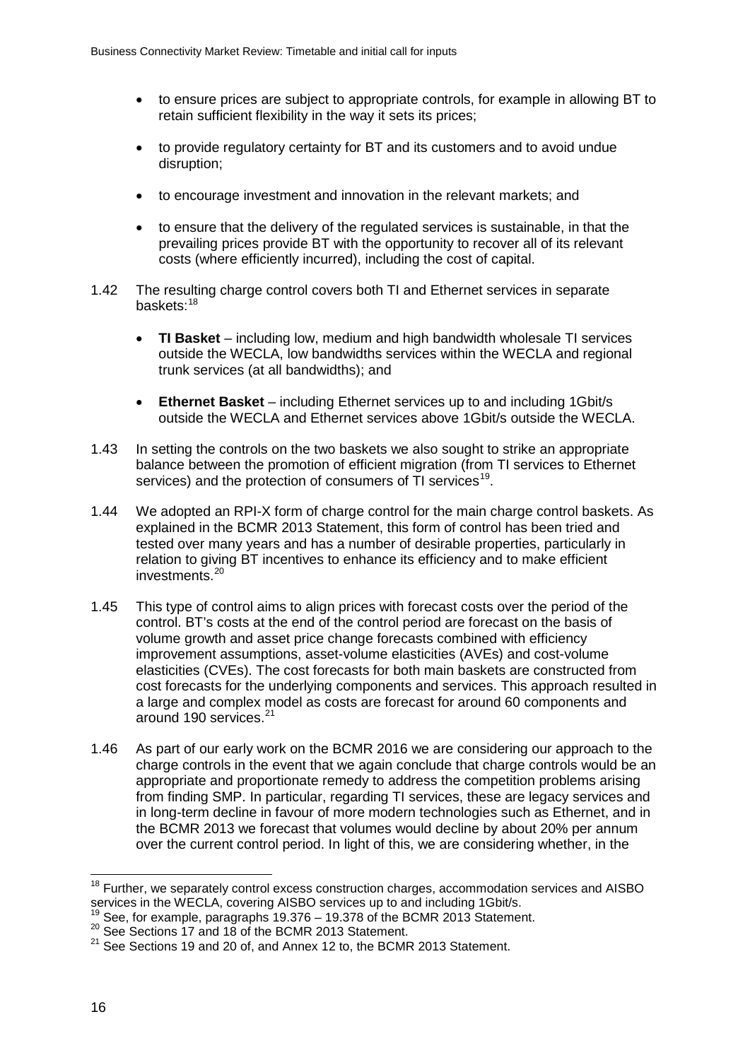- to ensure prices are subject to appropriate controls, for example in allowing BT to retain sufficient flexibility in the way it sets its prices;
- to provide regulatory certainty for BT and its customers and to avoid undue disruption;
- to encourage investment and innovation in the relevant markets; and
- to ensure that the delivery of the regulated services is sustainable, in that the prevailing prices provide BT with the opportunity to recover all of its relevant costs (where efficiently incurred), including the cost of capital.

1.42 The resulting charge control covers both TI and Ethernet services in separate baskets:[18]

- **TI Basket** – including low, medium and high bandwidth wholesale TI services outside the WECLA, low bandwidths services within the WECLA and regional trunk services (at all bandwidths); and
- **Ethernet Basket** – including Ethernet services up to and including 1Gbit/s outside the WECLA and Ethernet services above 1Gbit/s outside the WECLA.

1.43 In setting the controls on the two baskets we also sought to strike an appropriate balance between the promotion of efficient migration (from TI services to Ethernet services) and the protection of consumers of TI services[19].

1.44 We adopted an RPI-X form of charge control for the main charge control baskets. As explained in the BCMR 2013 Statement, this form of control has been tried and tested over many years and has a number of desirable properties, particularly in relation to giving BT incentives to enhance its efficiency and to make efficient investments.[20]

1.45 This type of control aims to align prices with forecast costs over the period of the control. BT's costs at the end of the control period are forecast on the basis of volume growth and asset price change forecasts combined with efficiency improvement assumptions, asset-volume elasticities (AVEs) and cost-volume elasticities (CVEs). The cost forecasts for both main baskets are constructed from cost forecasts for the underlying components and services. This approach resulted in a large and complex model as costs are forecast for around 60 components and around 190 services.[21]

1.46 As part of our early work on the BCMR 2016 we are considering our approach to the charge controls in the event that we again conclude that charge controls would be an appropriate and proportionate remedy to address the competition problems arising from finding SMP. In particular, regarding TI services, these are legacy services and in long-term decline in favour of more modern technologies such as Ethernet, and in the BCMR 2013 we forecast that volumes would decline by about 20% per annum over the current control period. In light of this, we are considering whether, in the

---

[18] Further, we separately control excess construction charges, accommodation services and AISBO services in the WECLA, covering AISBO services up to and including 1Gbit/s.

[19] See, for example, paragraphs 19.376 – 19.378 of the BCMR 2013 Statement.

[20] See Sections 17 and 18 of the BCMR 2013 Statement.

[21] See Sections 19 and 20 of, and Annex 12 to, the BCMR 2013 Statement.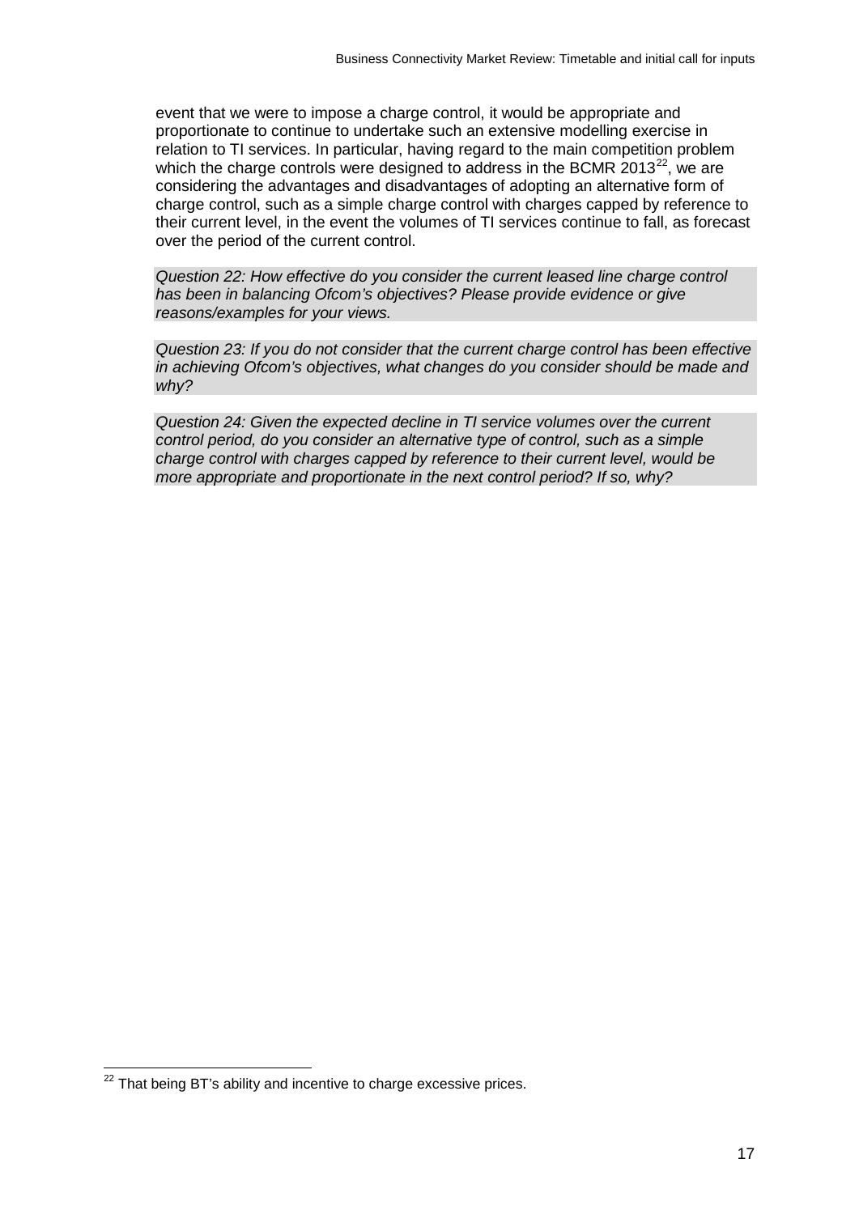event that we were to impose a charge control, it would be appropriate and proportionate to continue to undertake such an extensive modelling exercise in relation to TI services. In particular, having regard to the main competition problem which the charge controls were designed to address in the BCMR 2013[22], we are considering the advantages and disadvantages of adopting an alternative form of charge control, such as a simple charge control with charges capped by reference to their current level, in the event the volumes of TI services continue to fall, as forecast over the period of the current control.

*Question 22: How effective do you consider the current leased line charge control has been in balancing Ofcom's objectives? Please provide evidence or give reasons/examples for your views.*

*Question 23: If you do not consider that the current charge control has been effective in achieving Ofcom's objectives, what changes do you consider should be made and why?*

*Question 24: Given the expected decline in TI service volumes over the current control period, do you consider an alternative type of control, such as a simple charge control with charges capped by reference to their current level, would be more appropriate and proportionate in the next control period? If so, why?*

[22] That being BT's ability and incentive to charge excessive prices.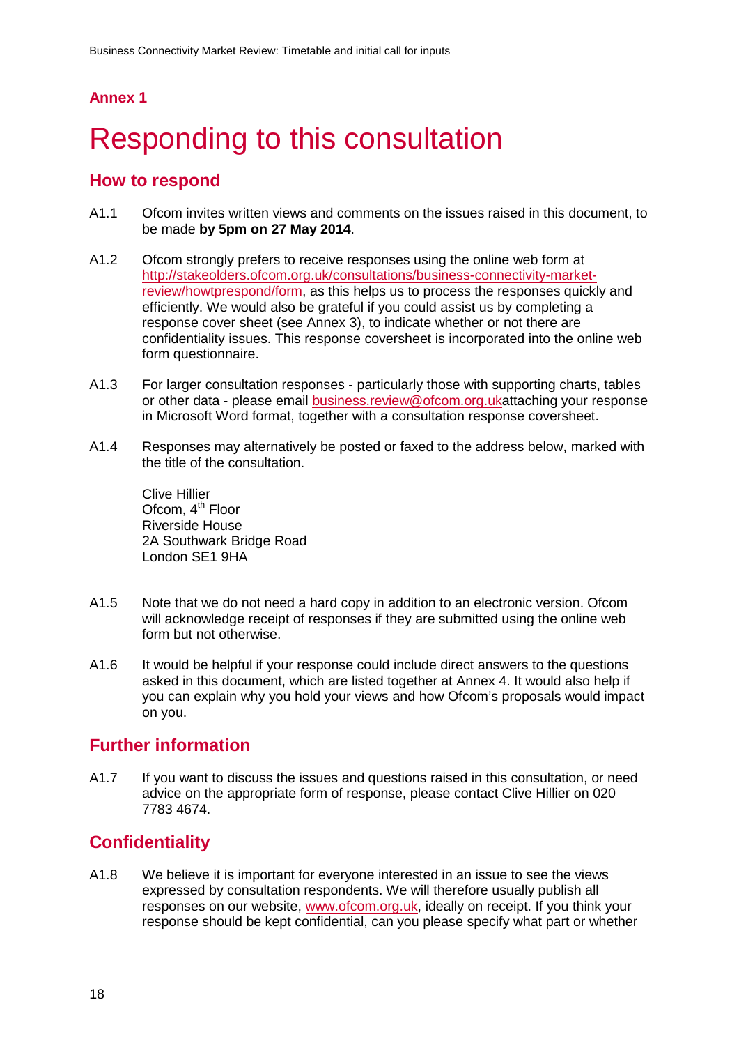## Annex 1

# Responding to this consultation

## How to respond

A1.1 Ofcom invites written views and comments on the issues raised in this document, to be made **by 5pm on 27 May 2014**.

A1.2 Ofcom strongly prefers to receive responses using the online web form at http://stakeolders.ofcom.org.uk/consultations/business-connectivity-market-review/howtprespond/form, as this helps us to process the responses quickly and efficiently. We would also be grateful if you could assist us by completing a response cover sheet (see Annex 3), to indicate whether or not there are confidentiality issues. This response coversheet is incorporated into the online web form questionnaire.

A1.3 For larger consultation responses - particularly those with supporting charts, tables or other data - please email business.review@ofcom.org.ukattaching your response in Microsoft Word format, together with a consultation response coversheet.

A1.4 Responses may alternatively be posted or faxed to the address below, marked with the title of the consultation.

Clive Hillier
Ofcom, 4th Floor
Riverside House
2A Southwark Bridge Road
London SE1 9HA

A1.5 Note that we do not need a hard copy in addition to an electronic version. Ofcom will acknowledge receipt of responses if they are submitted using the online web form but not otherwise.

A1.6 It would be helpful if your response could include direct answers to the questions asked in this document, which are listed together at Annex 4. It would also help if you can explain why you hold your views and how Ofcom's proposals would impact on you.

## Further information

A1.7 If you want to discuss the issues and questions raised in this consultation, or need advice on the appropriate form of response, please contact Clive Hillier on 020 7783 4674.

## Confidentiality

A1.8 We believe it is important for everyone interested in an issue to see the views expressed by consultation respondents. We will therefore usually publish all responses on our website, www.ofcom.org.uk, ideally on receipt. If you think your response should be kept confidential, can you please specify what part or whether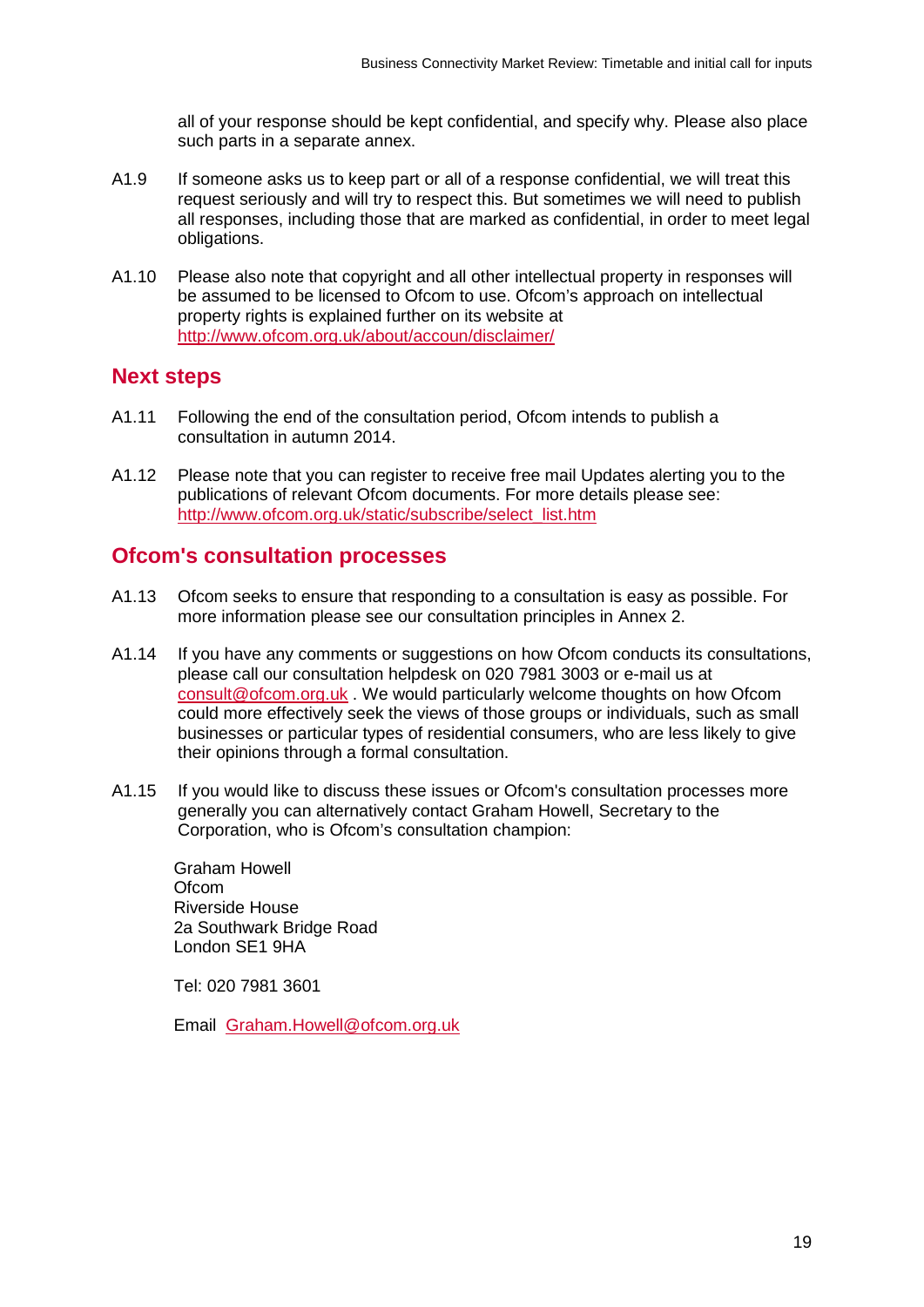all of your response should be kept confidential, and specify why. Please also place such parts in a separate annex.

A1.9 If someone asks us to keep part or all of a response confidential, we will treat this request seriously and will try to respect this. But sometimes we will need to publish all responses, including those that are marked as confidential, in order to meet legal obligations.

A1.10 Please also note that copyright and all other intellectual property in responses will be assumed to be licensed to Ofcom to use. Ofcom's approach on intellectual property rights is explained further on its website at http://www.ofcom.org.uk/about/accoun/disclaimer/

## Next steps

A1.11 Following the end of the consultation period, Ofcom intends to publish a consultation in autumn 2014.

A1.12 Please note that you can register to receive free mail Updates alerting you to the publications of relevant Ofcom documents. For more details please see: http://www.ofcom.org.uk/static/subscribe/select_list.htm

## Ofcom's consultation processes

A1.13 Ofcom seeks to ensure that responding to a consultation is easy as possible. For more information please see our consultation principles in Annex 2.

A1.14 If you have any comments or suggestions on how Ofcom conducts its consultations, please call our consultation helpdesk on 020 7981 3003 or e-mail us at consult@ofcom.org.uk . We would particularly welcome thoughts on how Ofcom could more effectively seek the views of those groups or individuals, such as small businesses or particular types of residential consumers, who are less likely to give their opinions through a formal consultation.

A1.15 If you would like to discuss these issues or Ofcom's consultation processes more generally you can alternatively contact Graham Howell, Secretary to the Corporation, who is Ofcom's consultation champion:

Graham Howell
Ofcom
Riverside House
2a Southwark Bridge Road
London SE1 9HA

Tel: 020 7981 3601

Email Graham.Howell@ofcom.org.uk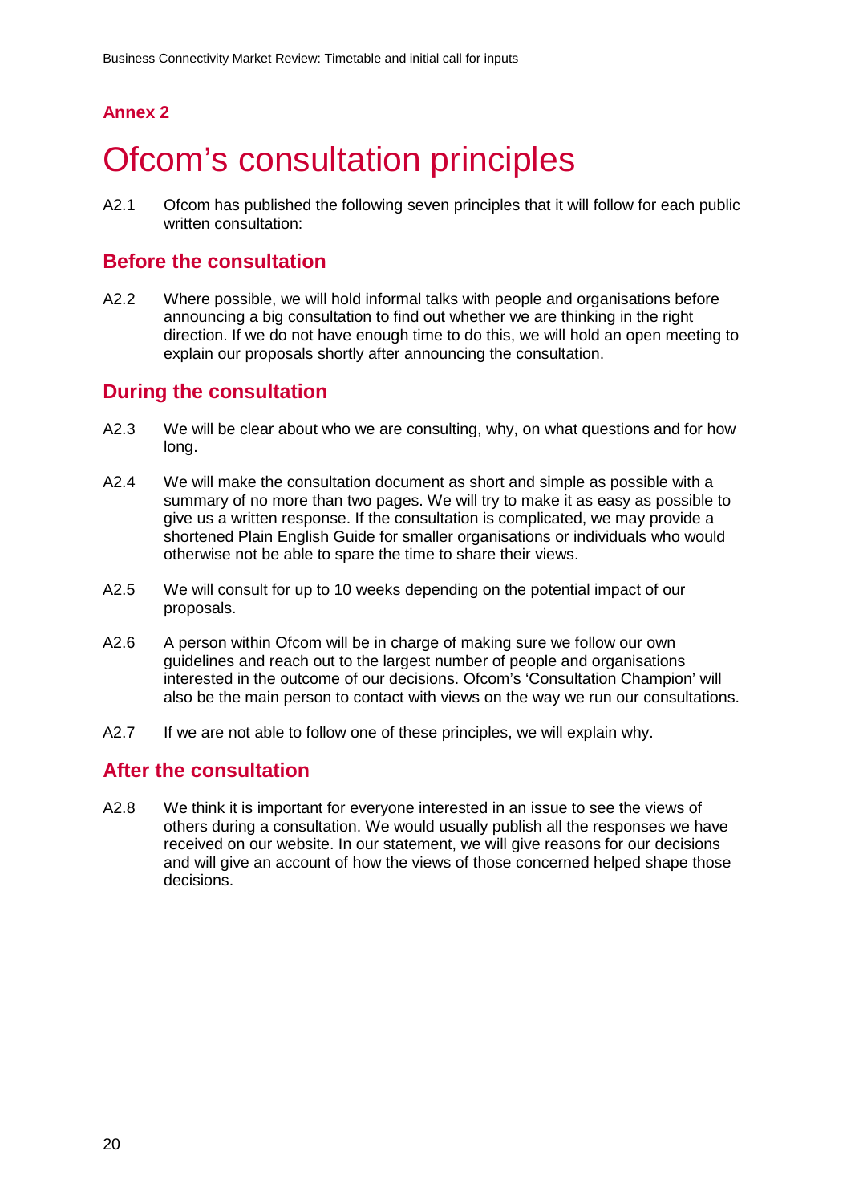## Annex 2

# Ofcom's consultation principles

A2.1 Ofcom has published the following seven principles that it will follow for each public written consultation:

### Before the consultation

A2.2 Where possible, we will hold informal talks with people and organisations before announcing a big consultation to find out whether we are thinking in the right direction. If we do not have enough time to do this, we will hold an open meeting to explain our proposals shortly after announcing the consultation.

### During the consultation

A2.3 We will be clear about who we are consulting, why, on what questions and for how long.

A2.4 We will make the consultation document as short and simple as possible with a summary of no more than two pages. We will try to make it as easy as possible to give us a written response. If the consultation is complicated, we may provide a shortened Plain English Guide for smaller organisations or individuals who would otherwise not be able to spare the time to share their views.

A2.5 We will consult for up to 10 weeks depending on the potential impact of our proposals.

A2.6 A person within Ofcom will be in charge of making sure we follow our own guidelines and reach out to the largest number of people and organisations interested in the outcome of our decisions. Ofcom's 'Consultation Champion' will also be the main person to contact with views on the way we run our consultations.

A2.7 If we are not able to follow one of these principles, we will explain why.

### After the consultation

A2.8 We think it is important for everyone interested in an issue to see the views of others during a consultation. We would usually publish all the responses we have received on our website. In our statement, we will give reasons for our decisions and will give an account of how the views of those concerned helped shape those decisions.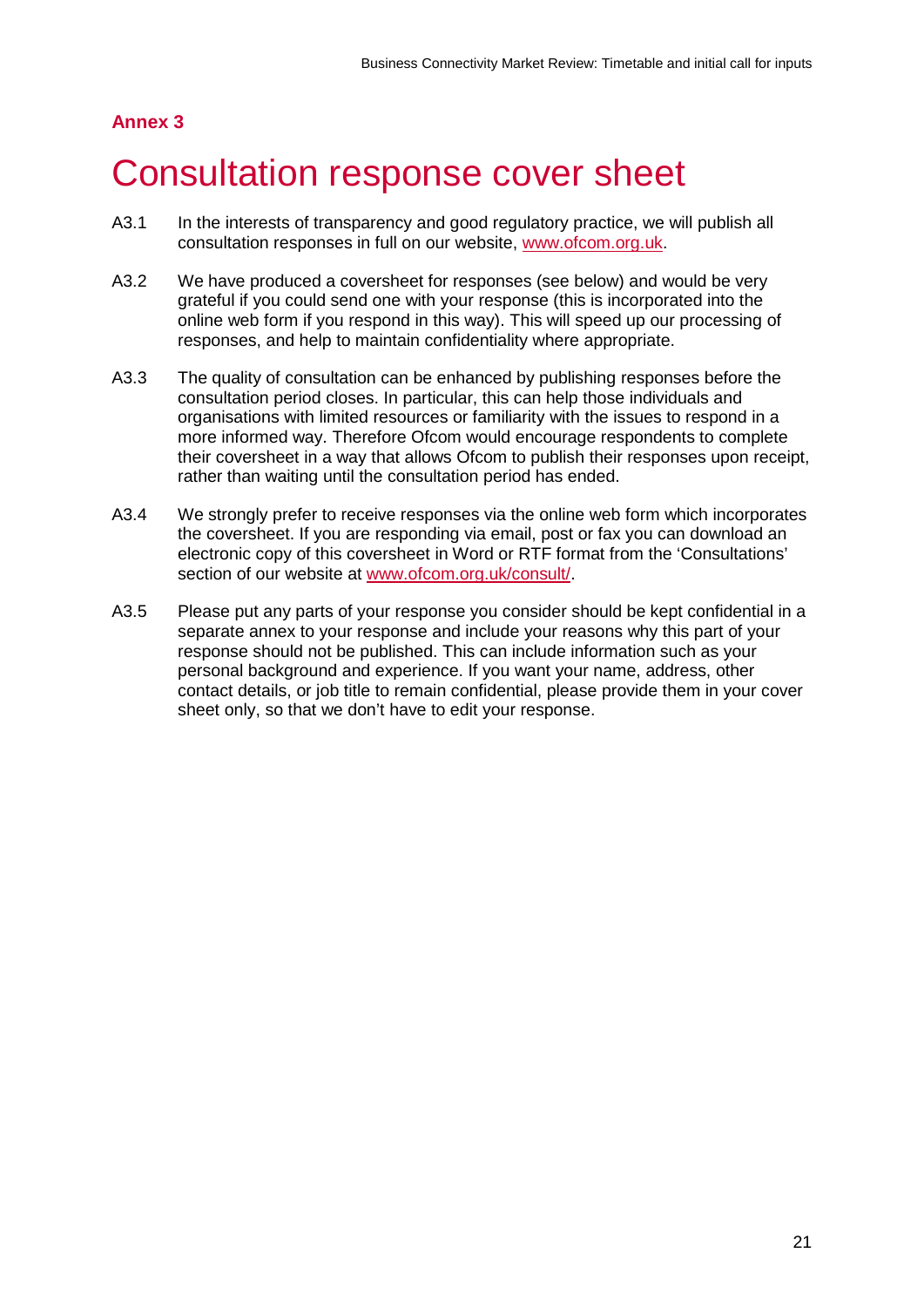**Annex 3**

# Consultation response cover sheet

A3.1 In the interests of transparency and good regulatory practice, we will publish all consultation responses in full on our website, [www.ofcom.org.uk](http://www.ofcom.org.uk).

A3.2 We have produced a coversheet for responses (see below) and would be very grateful if you could send one with your response (this is incorporated into the online web form if you respond in this way). This will speed up our processing of responses, and help to maintain confidentiality where appropriate.

A3.3 The quality of consultation can be enhanced by publishing responses before the consultation period closes. In particular, this can help those individuals and organisations with limited resources or familiarity with the issues to respond in a more informed way. Therefore Ofcom would encourage respondents to complete their coversheet in a way that allows Ofcom to publish their responses upon receipt, rather than waiting until the consultation period has ended.

A3.4 We strongly prefer to receive responses via the online web form which incorporates the coversheet. If you are responding via email, post or fax you can download an electronic copy of this coversheet in Word or RTF format from the 'Consultations' section of our website at [www.ofcom.org.uk/consult/](http://www.ofcom.org.uk/consult/).

A3.5 Please put any parts of your response you consider should be kept confidential in a separate annex to your response and include your reasons why this part of your response should not be published. This can include information such as your personal background and experience. If you want your name, address, other contact details, or job title to remain confidential, please provide them in your cover sheet only, so that we don't have to edit your response.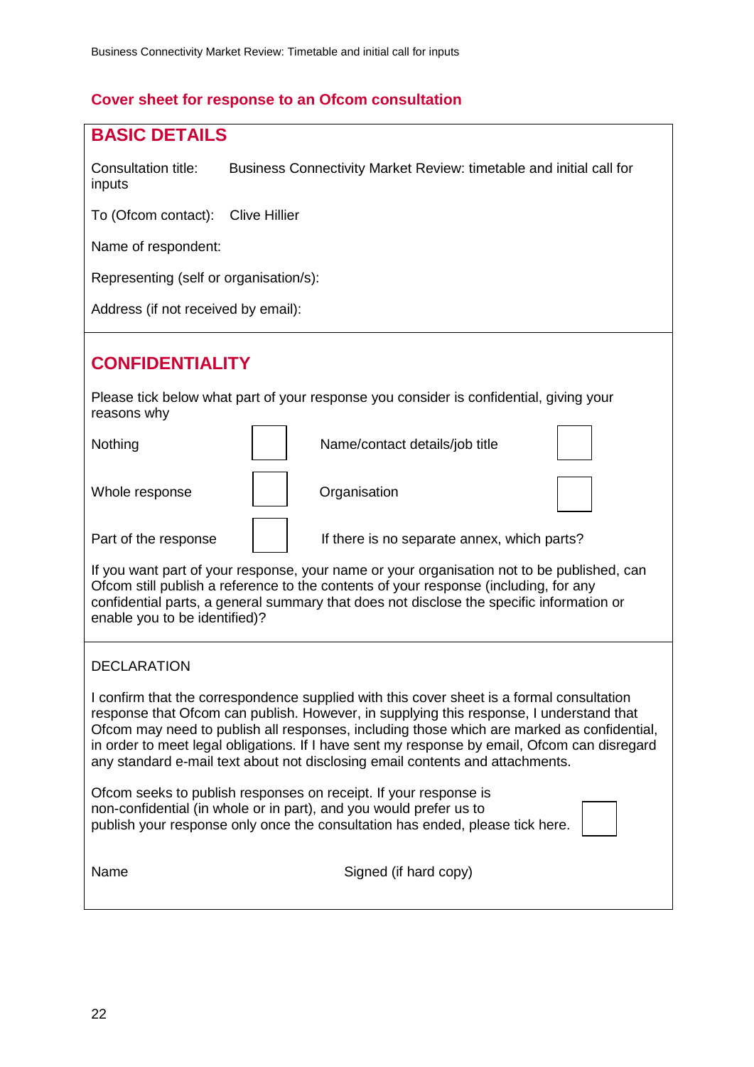## Cover sheet for response to an Ofcom consultation

### BASIC DETAILS

Consultation title: Business Connectivity Market Review: timetable and initial call for inputs

To (Ofcom contact): Clive Hillier

Name of respondent:

Representing (self or organisation/s):

Address (if not received by email):

### CONFIDENTIALITY

Please tick below what part of your response you consider is confidential, giving your reasons why

| | | | |
|---|---|---|---|
| Nothing | ☐ | Name/contact details/job title | ☐ |
| Whole response | ☐ | Organisation | ☐ |
| Part of the response | ☐ | If there is no separate annex, which parts? | |

If you want part of your response, your name or your organisation not to be published, can Ofcom still publish a reference to the contents of your response (including, for any confidential parts, a general summary that does not disclose the specific information or enable you to be identified)?

DECLARATION

I confirm that the correspondence supplied with this cover sheet is a formal consultation response that Ofcom can publish. However, in supplying this response, I understand that Ofcom may need to publish all responses, including those which are marked as confidential, in order to meet legal obligations. If I have sent my response by email, Ofcom can disregard any standard e-mail text about not disclosing email contents and attachments.

Ofcom seeks to publish responses on receipt. If your response is non-confidential (in whole or in part), and you would prefer us to publish your response only once the consultation has ended, please tick here. ☐

Name Signed (if hard copy)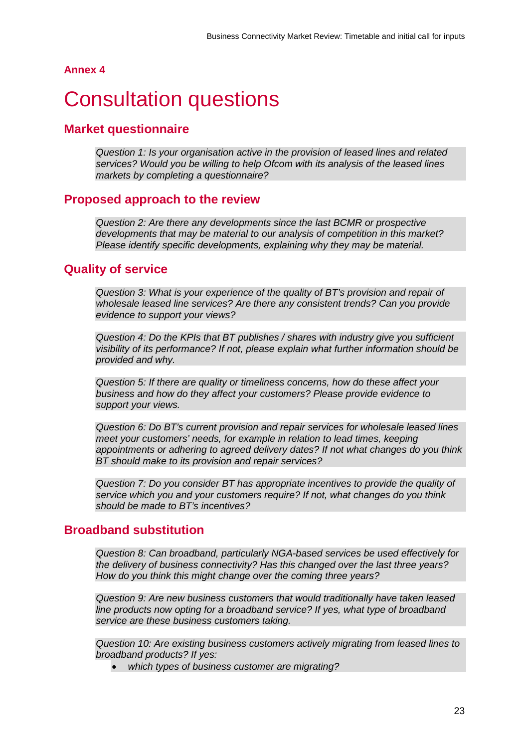## Annex 4

# Consultation questions

## Market questionnaire

*Question 1: Is your organisation active in the provision of leased lines and related services? Would you be willing to help Ofcom with its analysis of the leased lines markets by completing a questionnaire?*

## Proposed approach to the review

*Question 2: Are there any developments since the last BCMR or prospective developments that may be material to our analysis of competition in this market? Please identify specific developments, explaining why they may be material.*

## Quality of service

*Question 3: What is your experience of the quality of BT's provision and repair of wholesale leased line services? Are there any consistent trends? Can you provide evidence to support your views?*

*Question 4: Do the KPIs that BT publishes / shares with industry give you sufficient visibility of its performance? If not, please explain what further information should be provided and why.*

*Question 5: If there are quality or timeliness concerns, how do these affect your business and how do they affect your customers? Please provide evidence to support your views.*

*Question 6: Do BT's current provision and repair services for wholesale leased lines meet your customers' needs, for example in relation to lead times, keeping appointments or adhering to agreed delivery dates? If not what changes do you think BT should make to its provision and repair services?*

*Question 7: Do you consider BT has appropriate incentives to provide the quality of service which you and your customers require? If not, what changes do you think should be made to BT's incentives?*

## Broadband substitution

*Question 8: Can broadband, particularly NGA-based services be used effectively for the delivery of business connectivity? Has this changed over the last three years? How do you think this might change over the coming three years?*

*Question 9: Are new business customers that would traditionally have taken leased line products now opting for a broadband service? If yes, what type of broadband service are these business customers taking.*

*Question 10: Are existing business customers actively migrating from leased lines to broadband products? If yes:*

- *which types of business customer are migrating?*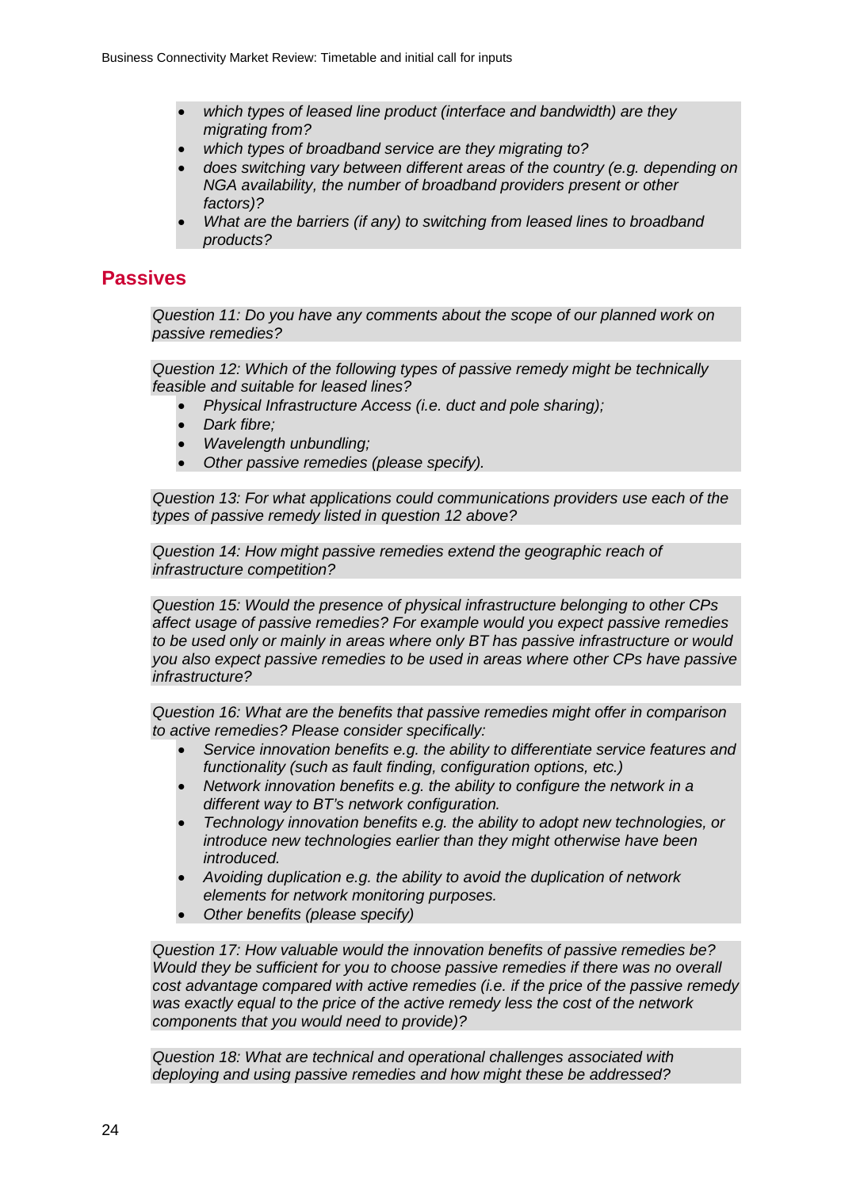- *which types of leased line product (interface and bandwidth) are they migrating from?*
- *which types of broadband service are they migrating to?*
- *does switching vary between different areas of the country (e.g. depending on NGA availability, the number of broadband providers present or other factors)?*
- *What are the barriers (if any) to switching from leased lines to broadband products?*

## Passives

*Question 11: Do you have any comments about the scope of our planned work on passive remedies?*

*Question 12: Which of the following types of passive remedy might be technically feasible and suitable for leased lines?*

- *Physical Infrastructure Access (i.e. duct and pole sharing);*
- *Dark fibre;*
- *Wavelength unbundling;*
- *Other passive remedies (please specify).*

*Question 13: For what applications could communications providers use each of the types of passive remedy listed in question 12 above?*

*Question 14: How might passive remedies extend the geographic reach of infrastructure competition?*

*Question 15: Would the presence of physical infrastructure belonging to other CPs affect usage of passive remedies? For example would you expect passive remedies to be used only or mainly in areas where only BT has passive infrastructure or would you also expect passive remedies to be used in areas where other CPs have passive infrastructure?*

*Question 16: What are the benefits that passive remedies might offer in comparison to active remedies? Please consider specifically:*

- *Service innovation benefits e.g. the ability to differentiate service features and functionality (such as fault finding, configuration options, etc.)*
- *Network innovation benefits e.g. the ability to configure the network in a different way to BT's network configuration.*
- *Technology innovation benefits e.g. the ability to adopt new technologies, or introduce new technologies earlier than they might otherwise have been introduced.*
- *Avoiding duplication e.g. the ability to avoid the duplication of network elements for network monitoring purposes.*
- *Other benefits (please specify)*

*Question 17: How valuable would the innovation benefits of passive remedies be? Would they be sufficient for you to choose passive remedies if there was no overall cost advantage compared with active remedies (i.e. if the price of the passive remedy was exactly equal to the price of the active remedy less the cost of the network components that you would need to provide)?*

*Question 18: What are technical and operational challenges associated with deploying and using passive remedies and how might these be addressed?*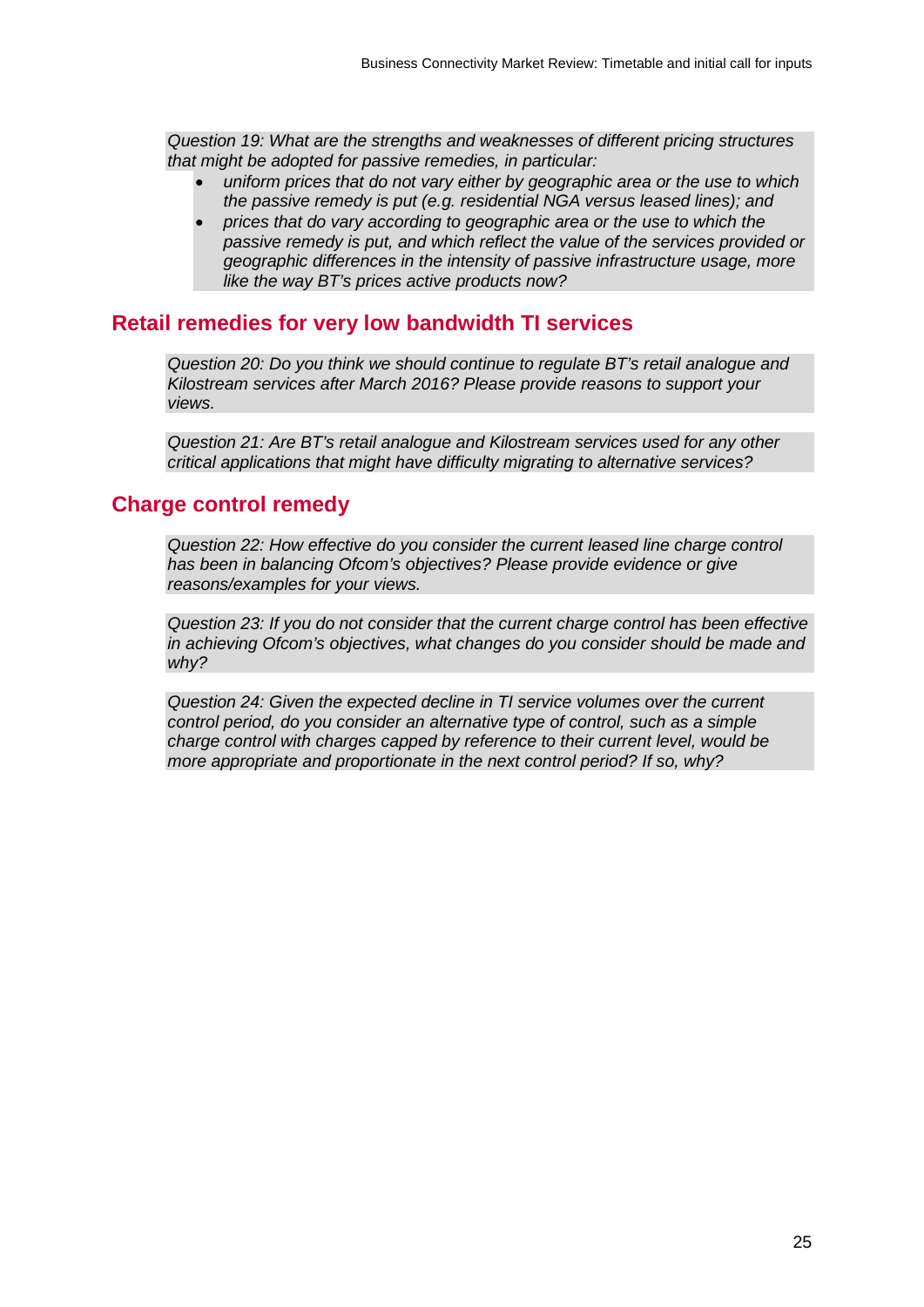*Question 19: What are the strengths and weaknesses of different pricing structures that might be adopted for passive remedies, in particular:*

- *uniform prices that do not vary either by geographic area or the use to which the passive remedy is put (e.g. residential NGA versus leased lines); and*
- *prices that do vary according to geographic area or the use to which the passive remedy is put, and which reflect the value of the services provided or geographic differences in the intensity of passive infrastructure usage, more like the way BT's prices active products now?*

## Retail remedies for very low bandwidth TI services

*Question 20: Do you think we should continue to regulate BT's retail analogue and Kilostream services after March 2016? Please provide reasons to support your views.*

*Question 21: Are BT's retail analogue and Kilostream services used for any other critical applications that might have difficulty migrating to alternative services?*

## Charge control remedy

*Question 22: How effective do you consider the current leased line charge control has been in balancing Ofcom's objectives? Please provide evidence or give reasons/examples for your views.*

*Question 23: If you do not consider that the current charge control has been effective in achieving Ofcom's objectives, what changes do you consider should be made and why?*

*Question 24: Given the expected decline in TI service volumes over the current control period, do you consider an alternative type of control, such as a simple charge control with charges capped by reference to their current level, would be more appropriate and proportionate in the next control period? If so, why?*